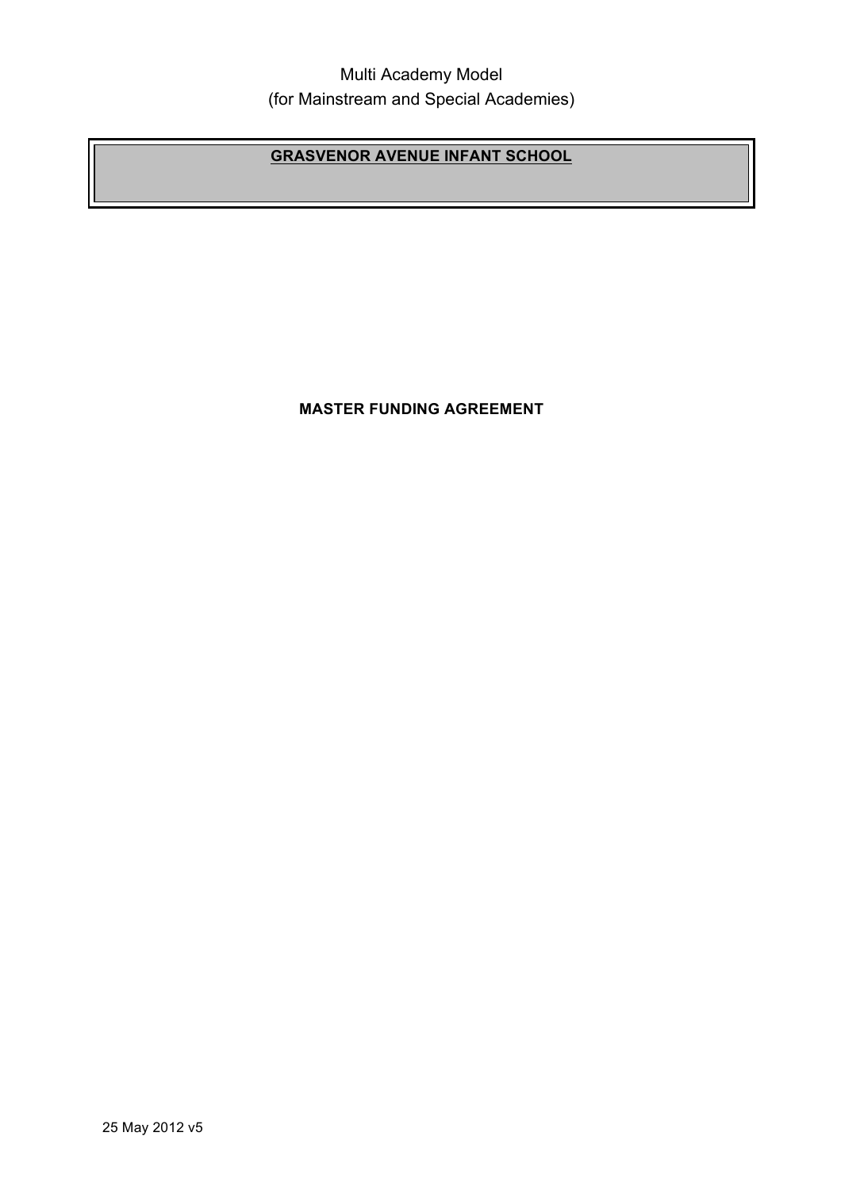Multi Academy Model
(for Mainstream and Special Academies)

# GRASVENOR AVENUE INFANT SCHOOL

**MASTER FUNDING AGREEMENT**

25 May 2012 v5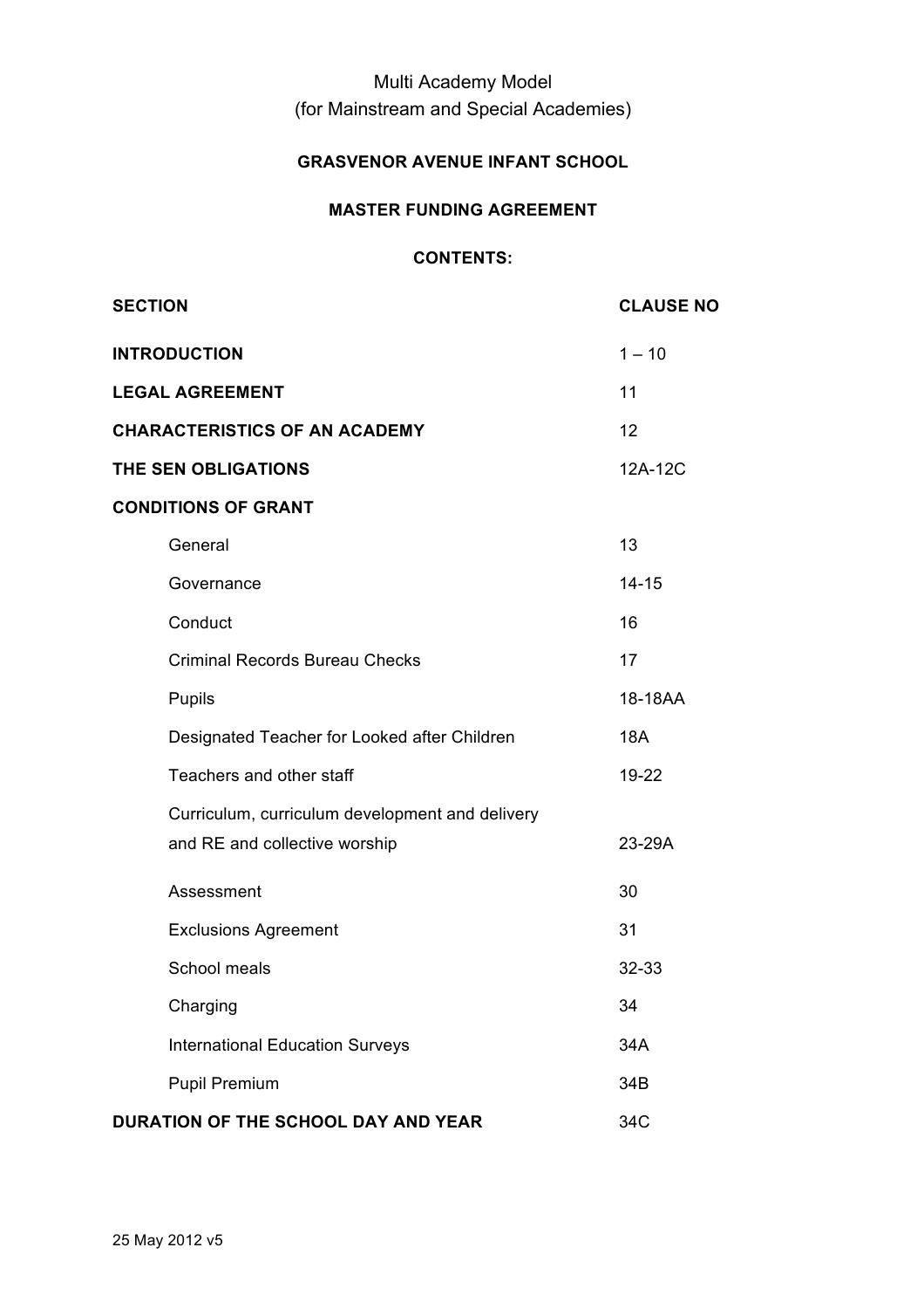Multi Academy Model
(for Mainstream and Special Academies)

**GRASVENOR AVENUE INFANT SCHOOL**

**MASTER FUNDING AGREEMENT**

**CONTENTS:**

| SECTION | CLAUSE NO |
|---|---|
| **INTRODUCTION** | 1 – 10 |
| **LEGAL AGREEMENT** | 11 |
| **CHARACTERISTICS OF AN ACADEMY** | 12 |
| **THE SEN OBLIGATIONS** | 12A-12C |
| **CONDITIONS OF GRANT** | |
| General | 13 |
| Governance | 14-15 |
| Conduct | 16 |
| Criminal Records Bureau Checks | 17 |
| Pupils | 18-18AA |
| Designated Teacher for Looked after Children | 18A |
| Teachers and other staff | 19-22 |
| Curriculum, curriculum development and delivery and RE and collective worship | 23-29A |
| Assessment | 30 |
| Exclusions Agreement | 31 |
| School meals | 32-33 |
| Charging | 34 |
| International Education Surveys | 34A |
| Pupil Premium | 34B |
| **DURATION OF THE SCHOOL DAY AND YEAR** | 34C |

25 May 2012 v5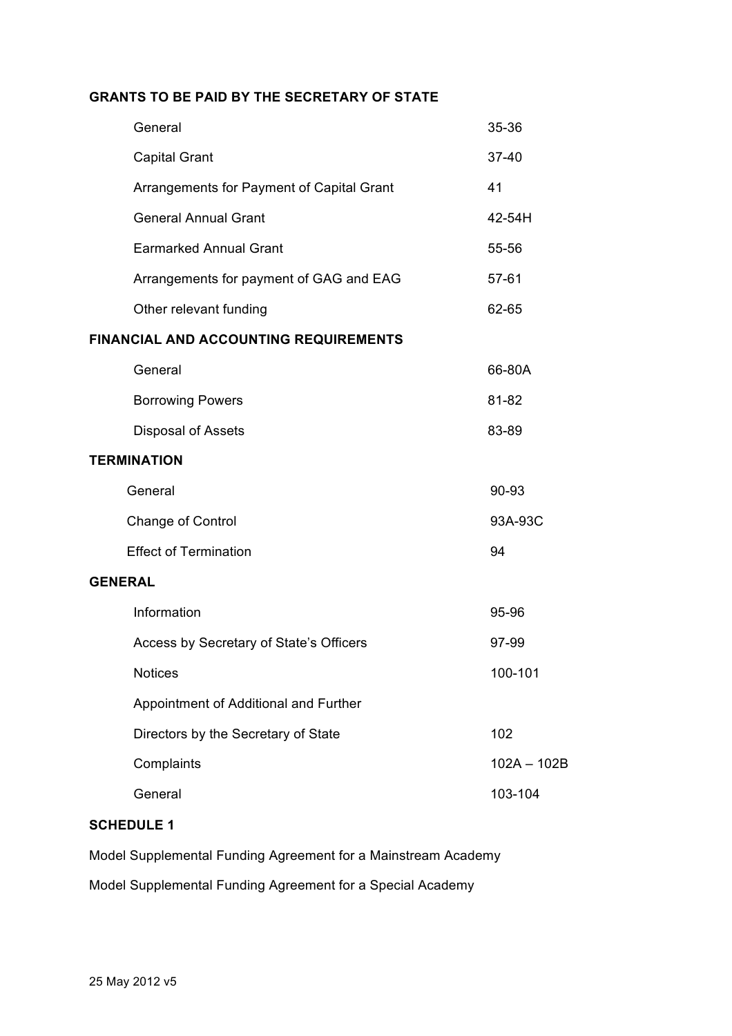**GRANTS TO BE PAID BY THE SECRETARY OF STATE**

| | |
|---|---|
| General | 35-36 |
| Capital Grant | 37-40 |
| Arrangements for Payment of Capital Grant | 41 |
| General Annual Grant | 42-54H |
| Earmarked Annual Grant | 55-56 |
| Arrangements for payment of GAG and EAG | 57-61 |
| Other relevant funding | 62-65 |

**FINANCIAL AND ACCOUNTING REQUIREMENTS**

| | |
|---|---|
| General | 66-80A |
| Borrowing Powers | 81-82 |
| Disposal of Assets | 83-89 |

**TERMINATION**

| | |
|---|---|
| General | 90-93 |
| Change of Control | 93A-93C |
| Effect of Termination | 94 |

**GENERAL**

| | |
|---|---|
| Information | 95-96 |
| Access by Secretary of State's Officers | 97-99 |
| Notices | 100-101 |
| Appointment of Additional and Further Directors by the Secretary of State | 102 |
| Complaints | 102A – 102B |
| General | 103-104 |

**SCHEDULE 1**

Model Supplemental Funding Agreement for a Mainstream Academy

Model Supplemental Funding Agreement for a Special Academy

25 May 2012 v5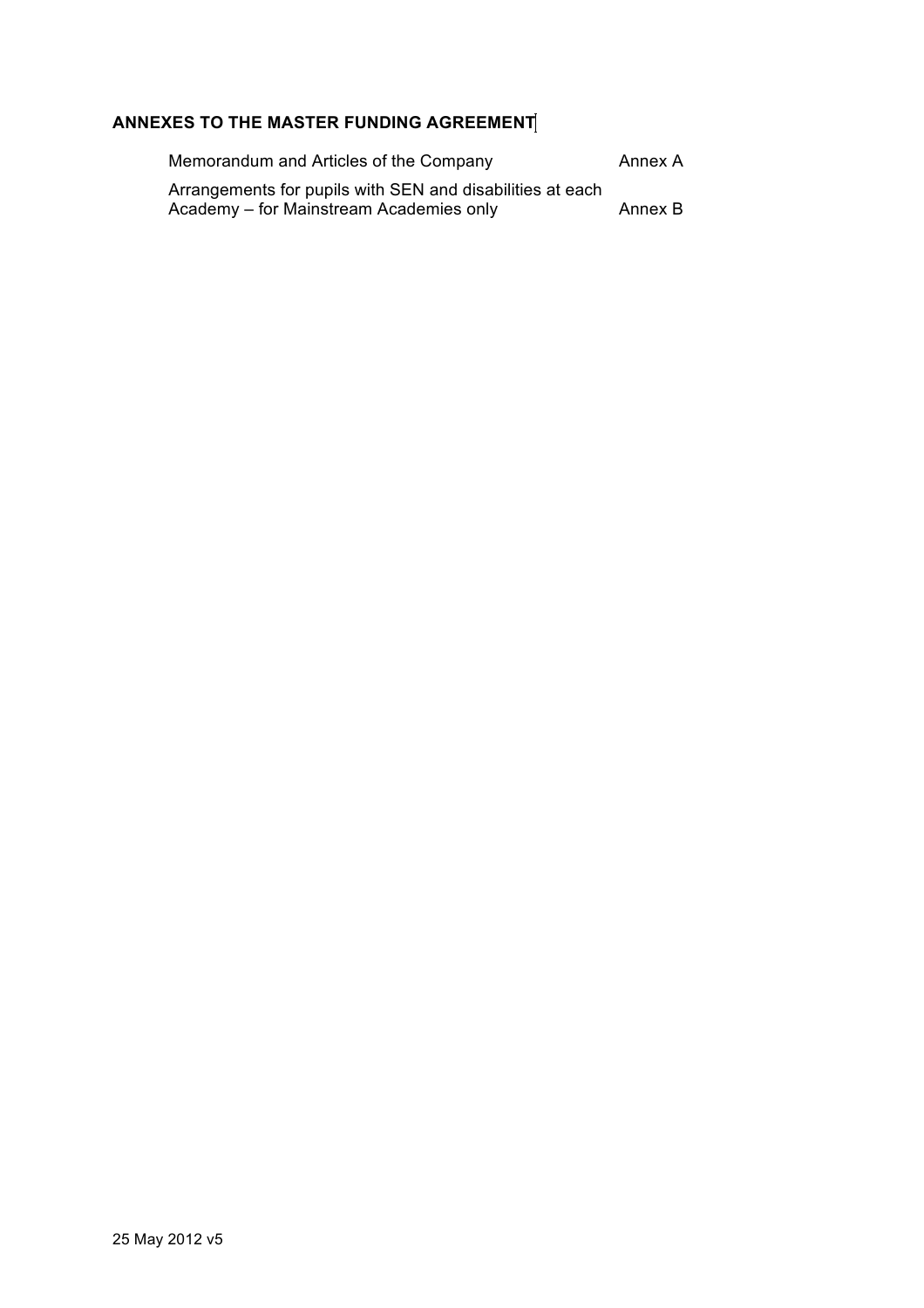## ANNEXES TO THE MASTER FUNDING AGREEMENT

| | |
|---|---|
| Memorandum and Articles of the Company | Annex A |
| Arrangements for pupils with SEN and disabilities at each Academy – for Mainstream Academies only | Annex B |

25 May 2012 v5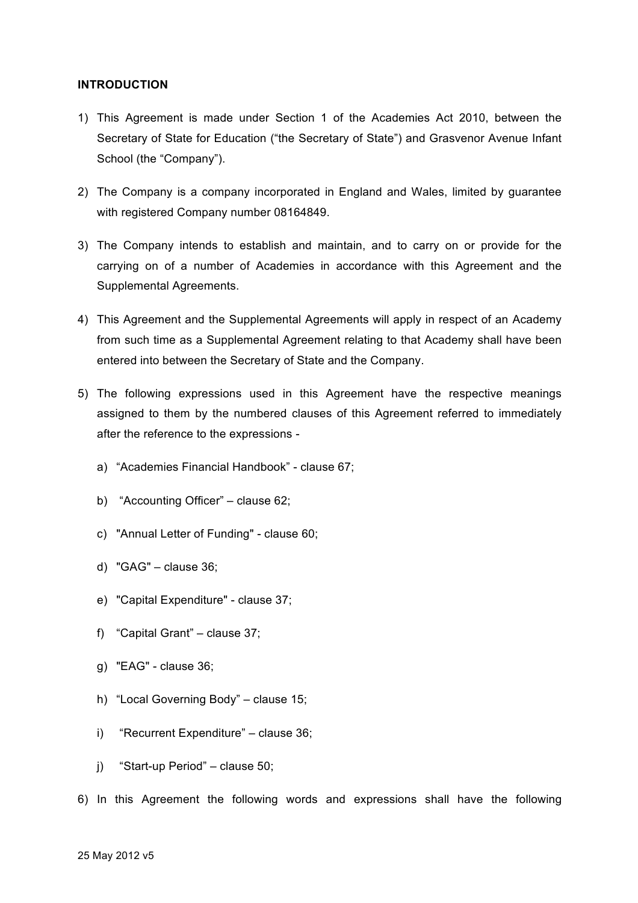**INTRODUCTION**

1) This Agreement is made under Section 1 of the Academies Act 2010, between the Secretary of State for Education ("the Secretary of State") and Grasvenor Avenue Infant School (the "Company").

2) The Company is a company incorporated in England and Wales, limited by guarantee with registered Company number 08164849.

3) The Company intends to establish and maintain, and to carry on or provide for the carrying on of a number of Academies in accordance with this Agreement and the Supplemental Agreements.

4) This Agreement and the Supplemental Agreements will apply in respect of an Academy from such time as a Supplemental Agreement relating to that Academy shall have been entered into between the Secretary of State and the Company.

5) The following expressions used in this Agreement have the respective meanings assigned to them by the numbered clauses of this Agreement referred to immediately after the reference to the expressions -

   a) "Academies Financial Handbook" - clause 67;

   b) "Accounting Officer" – clause 62;

   c) "Annual Letter of Funding" - clause 60;

   d) "GAG" – clause 36;

   e) "Capital Expenditure" - clause 37;

   f) "Capital Grant" – clause 37;

   g) "EAG" - clause 36;

   h) "Local Governing Body" – clause 15;

   i) "Recurrent Expenditure" – clause 36;

   j) "Start-up Period" – clause 50;

6) In this Agreement the following words and expressions shall have the following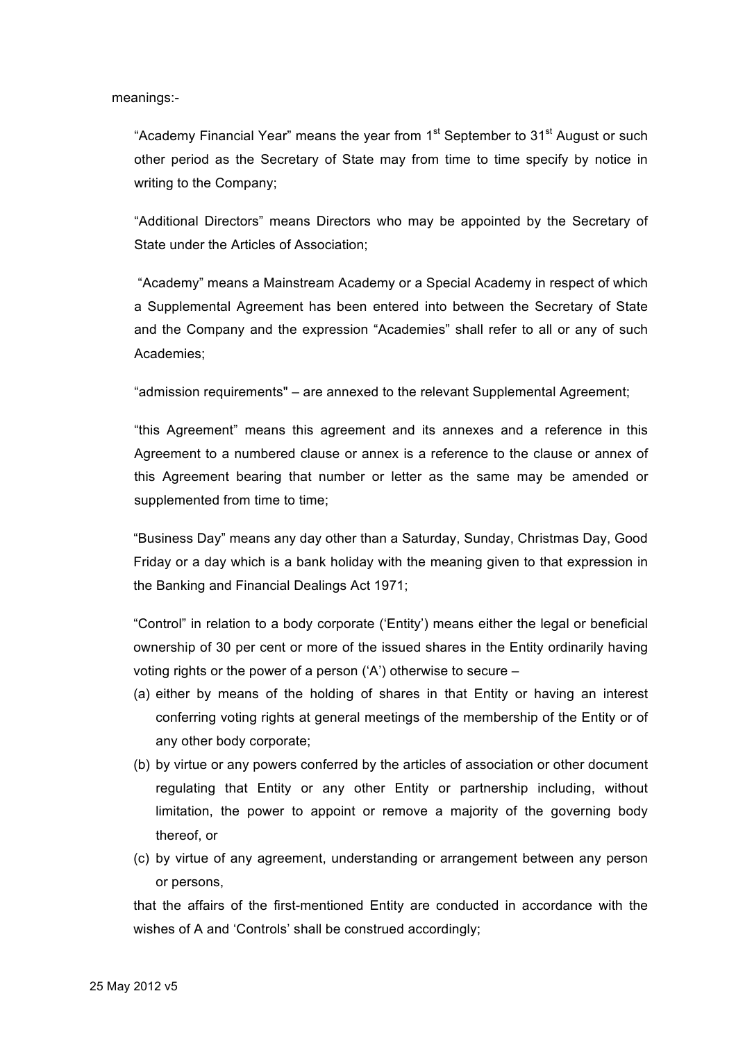meanings:-

"Academy Financial Year" means the year from 1st September to 31st August or such other period as the Secretary of State may from time to time specify by notice in writing to the Company;

"Additional Directors" means Directors who may be appointed by the Secretary of State under the Articles of Association;

"Academy" means a Mainstream Academy or a Special Academy in respect of which a Supplemental Agreement has been entered into between the Secretary of State and the Company and the expression "Academies" shall refer to all or any of such Academies;

"admission requirements" – are annexed to the relevant Supplemental Agreement;

"this Agreement" means this agreement and its annexes and a reference in this Agreement to a numbered clause or annex is a reference to the clause or annex of this Agreement bearing that number or letter as the same may be amended or supplemented from time to time;

"Business Day" means any day other than a Saturday, Sunday, Christmas Day, Good Friday or a day which is a bank holiday with the meaning given to that expression in the Banking and Financial Dealings Act 1971;

"Control" in relation to a body corporate ('Entity') means either the legal or beneficial ownership of 30 per cent or more of the issued shares in the Entity ordinarily having voting rights or the power of a person ('A') otherwise to secure –

(a) either by means of the holding of shares in that Entity or having an interest conferring voting rights at general meetings of the membership of the Entity or of any other body corporate;
(b) by virtue or any powers conferred by the articles of association or other document regulating that Entity or any other Entity or partnership including, without limitation, the power to appoint or remove a majority of the governing body thereof, or
(c) by virtue of any agreement, understanding or arrangement between any person or persons,

that the affairs of the first-mentioned Entity are conducted in accordance with the wishes of A and 'Controls' shall be construed accordingly;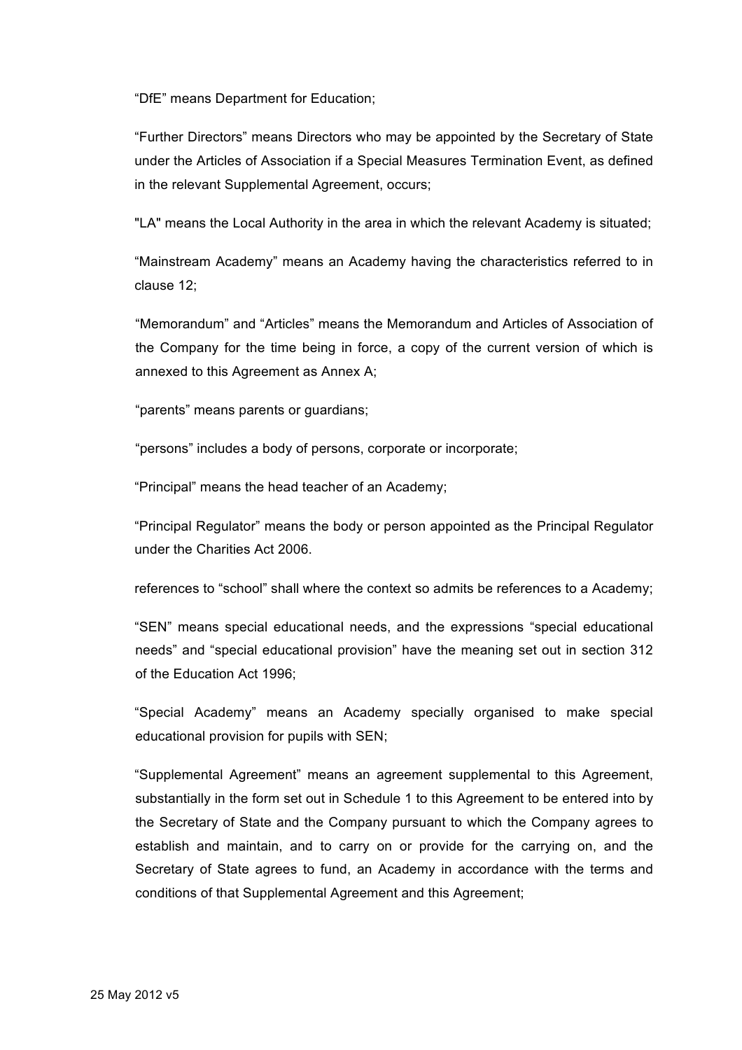“DfE” means Department for Education;

“Further Directors” means Directors who may be appointed by the Secretary of State under the Articles of Association if a Special Measures Termination Event, as defined in the relevant Supplemental Agreement, occurs;

"LA" means the Local Authority in the area in which the relevant Academy is situated;

“Mainstream Academy” means an Academy having the characteristics referred to in clause 12;

“Memorandum” and “Articles” means the Memorandum and Articles of Association of the Company for the time being in force, a copy of the current version of which is annexed to this Agreement as Annex A;

“parents” means parents or guardians;

“persons” includes a body of persons, corporate or incorporate;

“Principal” means the head teacher of an Academy;

“Principal Regulator” means the body or person appointed as the Principal Regulator under the Charities Act 2006.

references to “school” shall where the context so admits be references to a Academy;

“SEN” means special educational needs, and the expressions “special educational needs” and “special educational provision” have the meaning set out in section 312 of the Education Act 1996;

“Special Academy” means an Academy specially organised to make special educational provision for pupils with SEN;

“Supplemental Agreement” means an agreement supplemental to this Agreement, substantially in the form set out in Schedule 1 to this Agreement to be entered into by the Secretary of State and the Company pursuant to which the Company agrees to establish and maintain, and to carry on or provide for the carrying on, and the Secretary of State agrees to fund, an Academy in accordance with the terms and conditions of that Supplemental Agreement and this Agreement;

25 May 2012 v5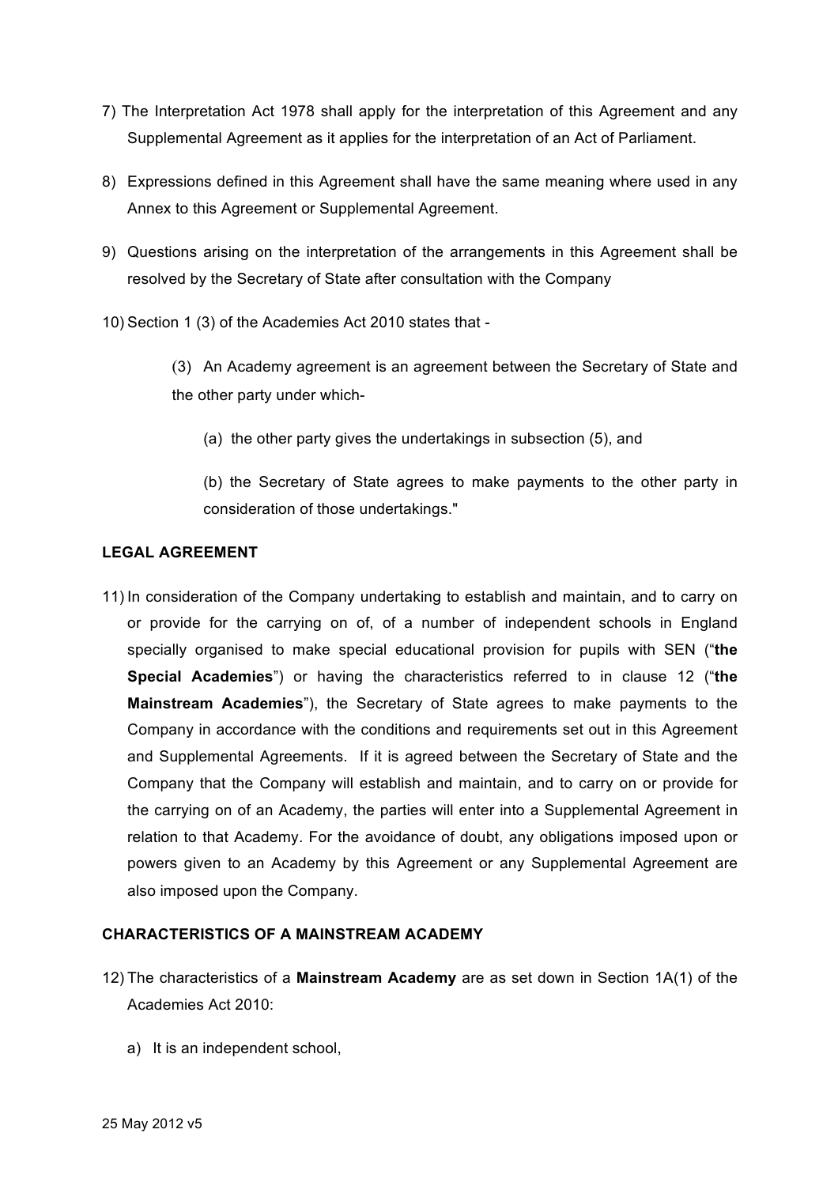7) The Interpretation Act 1978 shall apply for the interpretation of this Agreement and any Supplemental Agreement as it applies for the interpretation of an Act of Parliament.

8) Expressions defined in this Agreement shall have the same meaning where used in any Annex to this Agreement or Supplemental Agreement.

9) Questions arising on the interpretation of the arrangements in this Agreement shall be resolved by the Secretary of State after consultation with the Company

10) Section 1 (3) of the Academies Act 2010 states that -

> (3) An Academy agreement is an agreement between the Secretary of State and the other party under which-
>
> (a) the other party gives the undertakings in subsection (5), and
>
> (b) the Secretary of State agrees to make payments to the other party in consideration of those undertakings."

**LEGAL AGREEMENT**

11) In consideration of the Company undertaking to establish and maintain, and to carry on or provide for the carrying on of, of a number of independent schools in England specially organised to make special educational provision for pupils with SEN ("**the Special Academies**") or having the characteristics referred to in clause 12 ("**the Mainstream Academies**"), the Secretary of State agrees to make payments to the Company in accordance with the conditions and requirements set out in this Agreement and Supplemental Agreements. If it is agreed between the Secretary of State and the Company that the Company will establish and maintain, and to carry on or provide for the carrying on of an Academy, the parties will enter into a Supplemental Agreement in relation to that Academy. For the avoidance of doubt, any obligations imposed upon or powers given to an Academy by this Agreement or any Supplemental Agreement are also imposed upon the Company.

**CHARACTERISTICS OF A MAINSTREAM ACADEMY**

12) The characteristics of a **Mainstream Academy** are as set down in Section 1A(1) of the Academies Act 2010:

    a) It is an independent school,

25 May 2012 v5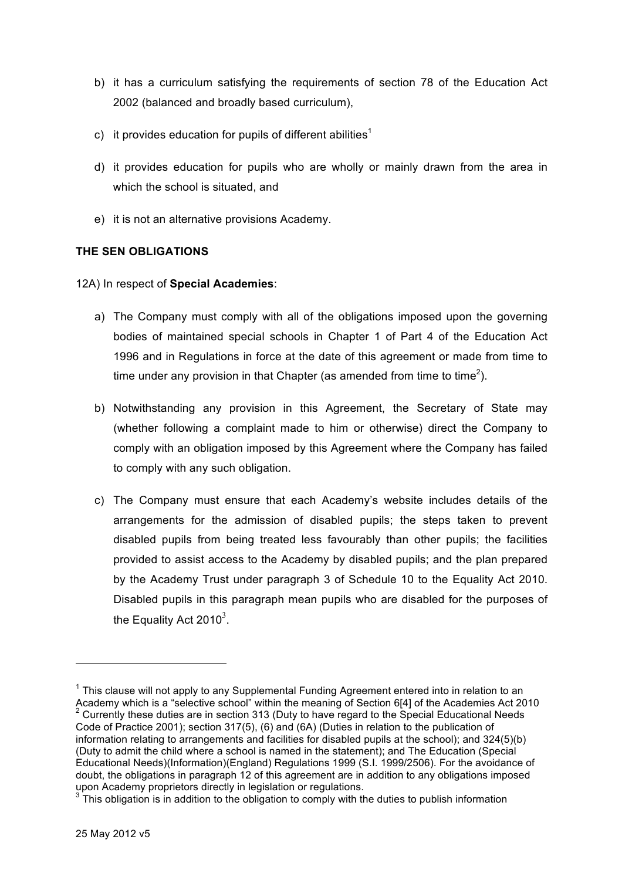b) it has a curriculum satisfying the requirements of section 78 of the Education Act 2002 (balanced and broadly based curriculum),

c) it provides education for pupils of different abilities[1]

d) it provides education for pupils who are wholly or mainly drawn from the area in which the school is situated, and

e) it is not an alternative provisions Academy.

**THE SEN OBLIGATIONS**

12A) In respect of **Special Academies**:

a) The Company must comply with all of the obligations imposed upon the governing bodies of maintained special schools in Chapter 1 of Part 4 of the Education Act 1996 and in Regulations in force at the date of this agreement or made from time to time under any provision in that Chapter (as amended from time to time[2]).

b) Notwithstanding any provision in this Agreement, the Secretary of State may (whether following a complaint made to him or otherwise) direct the Company to comply with an obligation imposed by this Agreement where the Company has failed to comply with any such obligation.

c) The Company must ensure that each Academy's website includes details of the arrangements for the admission of disabled pupils; the steps taken to prevent disabled pupils from being treated less favourably than other pupils; the facilities provided to assist access to the Academy by disabled pupils; and the plan prepared by the Academy Trust under paragraph 3 of Schedule 10 to the Equality Act 2010. Disabled pupils in this paragraph mean pupils who are disabled for the purposes of the Equality Act 2010[3].

---

[1] This clause will not apply to any Supplemental Funding Agreement entered into in relation to an Academy which is a "selective school" within the meaning of Section 6[4] of the Academies Act 2010

[2] Currently these duties are in section 313 (Duty to have regard to the Special Educational Needs Code of Practice 2001); section 317(5), (6) and (6A) (Duties in relation to the publication of information relating to arrangements and facilities for disabled pupils at the school); and 324(5)(b) (Duty to admit the child where a school is named in the statement); and The Education (Special Educational Needs)(Information)(England) Regulations 1999 (S.I. 1999/2506). For the avoidance of doubt, the obligations in paragraph 12 of this agreement are in addition to any obligations imposed upon Academy proprietors directly in legislation or regulations.

[3] This obligation is in addition to the obligation to comply with the duties to publish information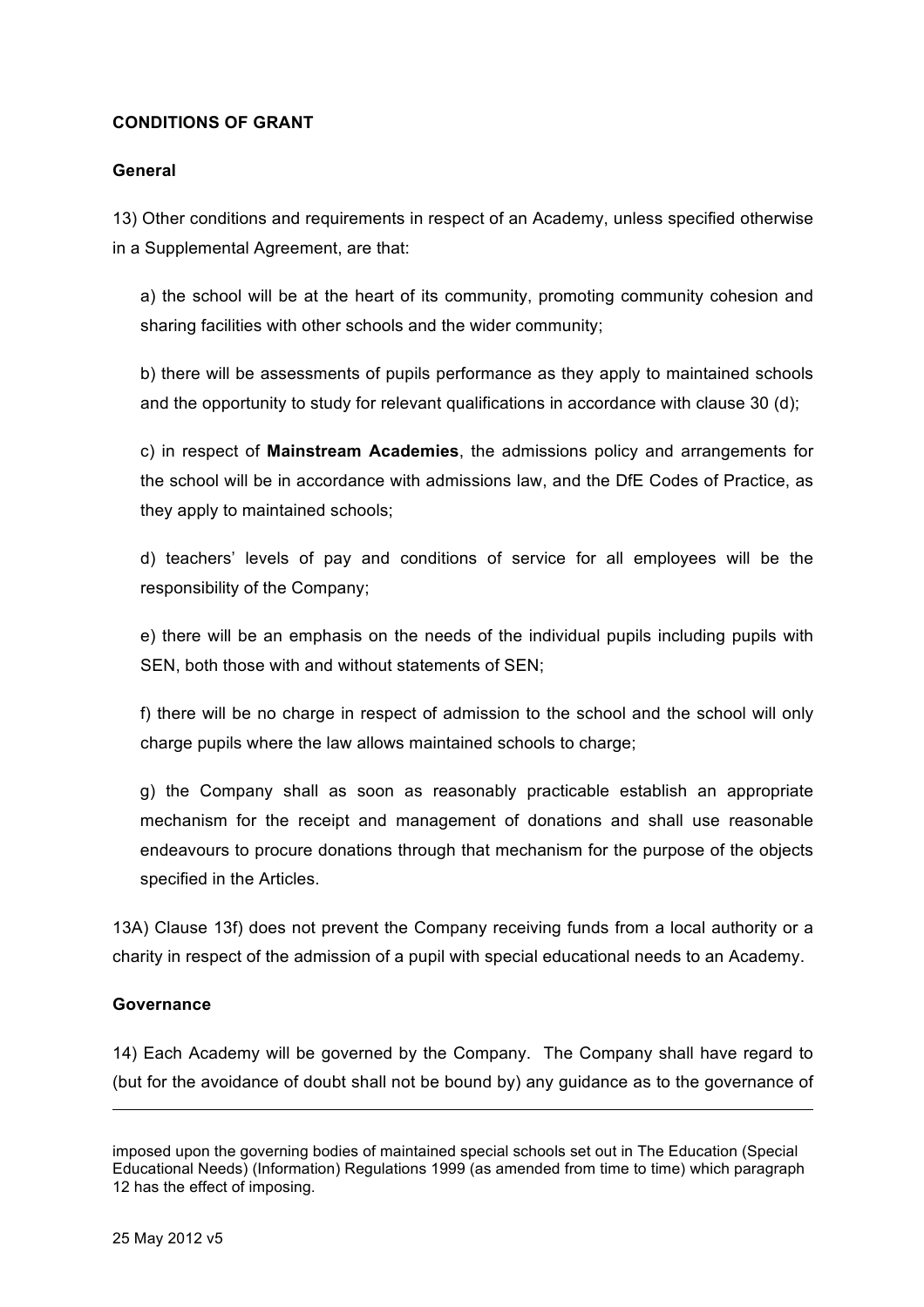**CONDITIONS OF GRANT**

**General**

13) Other conditions and requirements in respect of an Academy, unless specified otherwise in a Supplemental Agreement, are that:

a) the school will be at the heart of its community, promoting community cohesion and sharing facilities with other schools and the wider community;

b) there will be assessments of pupils performance as they apply to maintained schools and the opportunity to study for relevant qualifications in accordance with clause 30 (d);

c) in respect of **Mainstream Academies**, the admissions policy and arrangements for the school will be in accordance with admissions law, and the DfE Codes of Practice, as they apply to maintained schools;

d) teachers' levels of pay and conditions of service for all employees will be the responsibility of the Company;

e) there will be an emphasis on the needs of the individual pupils including pupils with SEN, both those with and without statements of SEN;

f) there will be no charge in respect of admission to the school and the school will only charge pupils where the law allows maintained schools to charge;

g) the Company shall as soon as reasonably practicable establish an appropriate mechanism for the receipt and management of donations and shall use reasonable endeavours to procure donations through that mechanism for the purpose of the objects specified in the Articles.

13A) Clause 13f) does not prevent the Company receiving funds from a local authority or a charity in respect of the admission of a pupil with special educational needs to an Academy.

**Governance**

14) Each Academy will be governed by the Company. The Company shall have regard to (but for the avoidance of doubt shall not be bound by) any guidance as to the governance of

imposed upon the governing bodies of maintained special schools set out in The Education (Special Educational Needs) (Information) Regulations 1999 (as amended from time to time) which paragraph 12 has the effect of imposing.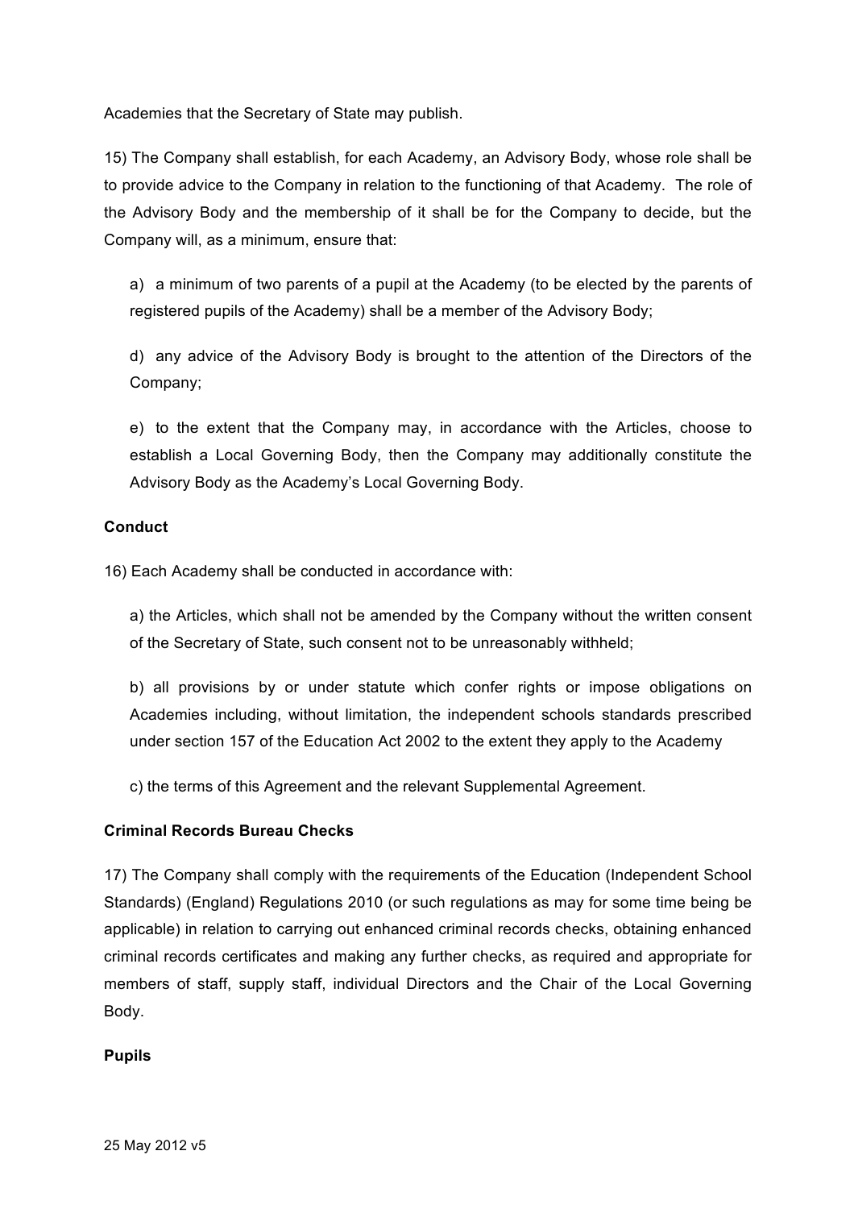Academies that the Secretary of State may publish.

15) The Company shall establish, for each Academy, an Advisory Body, whose role shall be to provide advice to the Company in relation to the functioning of that Academy. The role of the Advisory Body and the membership of it shall be for the Company to decide, but the Company will, as a minimum, ensure that:

a) a minimum of two parents of a pupil at the Academy (to be elected by the parents of registered pupils of the Academy) shall be a member of the Advisory Body;

d) any advice of the Advisory Body is brought to the attention of the Directors of the Company;

e) to the extent that the Company may, in accordance with the Articles, choose to establish a Local Governing Body, then the Company may additionally constitute the Advisory Body as the Academy's Local Governing Body.

**Conduct**

16) Each Academy shall be conducted in accordance with:

a) the Articles, which shall not be amended by the Company without the written consent of the Secretary of State, such consent not to be unreasonably withheld;

b) all provisions by or under statute which confer rights or impose obligations on Academies including, without limitation, the independent schools standards prescribed under section 157 of the Education Act 2002 to the extent they apply to the Academy

c) the terms of this Agreement and the relevant Supplemental Agreement.

**Criminal Records Bureau Checks**

17) The Company shall comply with the requirements of the Education (Independent School Standards) (England) Regulations 2010 (or such regulations as may for some time being be applicable) in relation to carrying out enhanced criminal records checks, obtaining enhanced criminal records certificates and making any further checks, as required and appropriate for members of staff, supply staff, individual Directors and the Chair of the Local Governing Body.

**Pupils**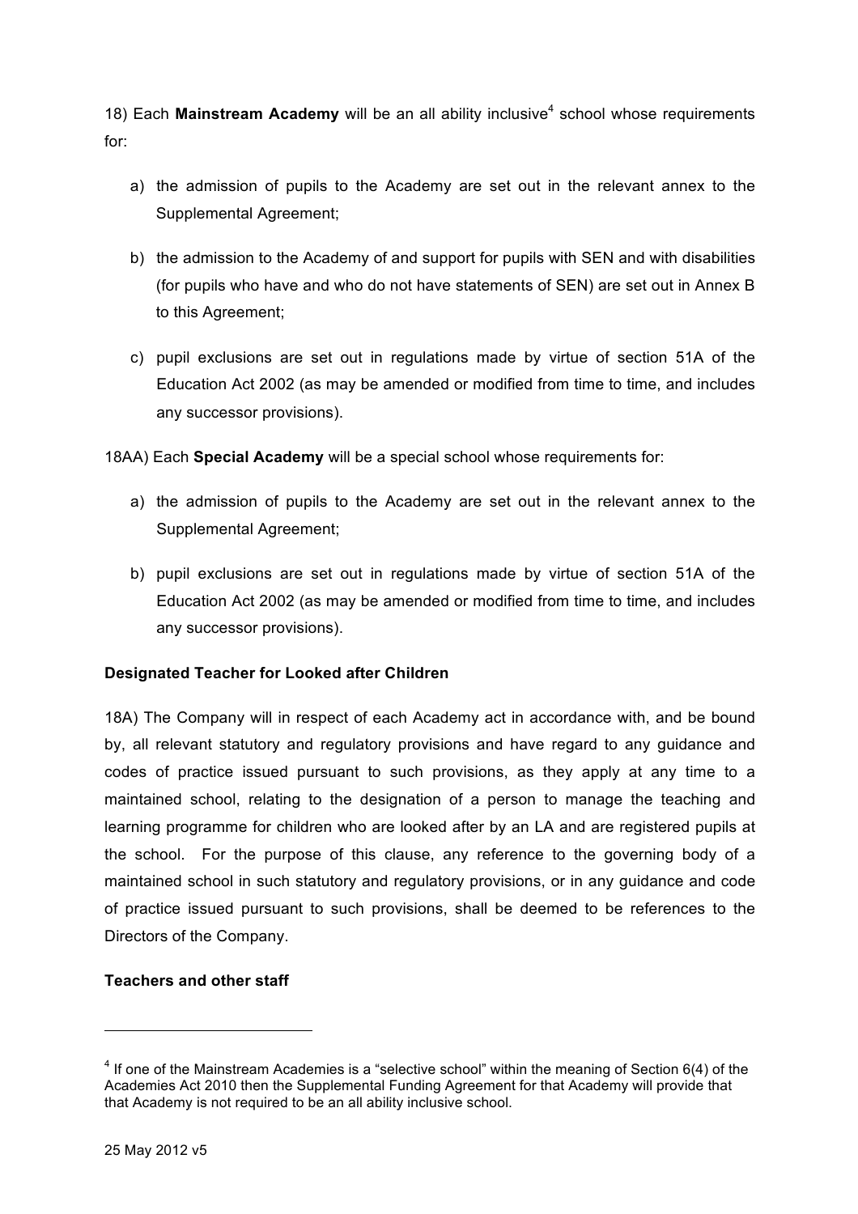18) Each **Mainstream Academy** will be an all ability inclusive[4] school whose requirements for:

a) the admission of pupils to the Academy are set out in the relevant annex to the Supplemental Agreement;

b) the admission to the Academy of and support for pupils with SEN and with disabilities (for pupils who have and who do not have statements of SEN) are set out in Annex B to this Agreement;

c) pupil exclusions are set out in regulations made by virtue of section 51A of the Education Act 2002 (as may be amended or modified from time to time, and includes any successor provisions).

18AA) Each **Special Academy** will be a special school whose requirements for:

a) the admission of pupils to the Academy are set out in the relevant annex to the Supplemental Agreement;

b) pupil exclusions are set out in regulations made by virtue of section 51A of the Education Act 2002 (as may be amended or modified from time to time, and includes any successor provisions).

**Designated Teacher for Looked after Children**

18A) The Company will in respect of each Academy act in accordance with, and be bound by, all relevant statutory and regulatory provisions and have regard to any guidance and codes of practice issued pursuant to such provisions, as they apply at any time to a maintained school, relating to the designation of a person to manage the teaching and learning programme for children who are looked after by an LA and are registered pupils at the school. For the purpose of this clause, any reference to the governing body of a maintained school in such statutory and regulatory provisions, or in any guidance and code of practice issued pursuant to such provisions, shall be deemed to be references to the Directors of the Company.

**Teachers and other staff**

[4] If one of the Mainstream Academies is a "selective school" within the meaning of Section 6(4) of the Academies Act 2010 then the Supplemental Funding Agreement for that Academy will provide that that Academy is not required to be an all ability inclusive school.

25 May 2012 v5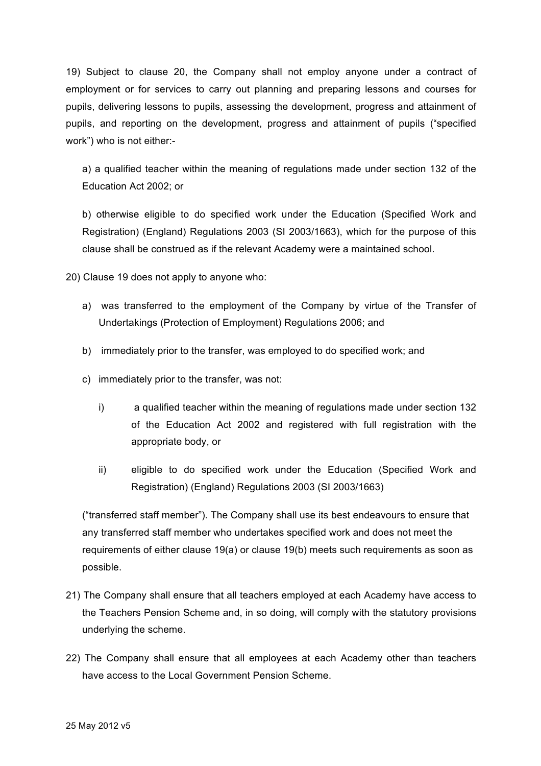19) Subject to clause 20, the Company shall not employ anyone under a contract of employment or for services to carry out planning and preparing lessons and courses for pupils, delivering lessons to pupils, assessing the development, progress and attainment of pupils, and reporting on the development, progress and attainment of pupils ("specified work") who is not either:-

a) a qualified teacher within the meaning of regulations made under section 132 of the Education Act 2002; or

b) otherwise eligible to do specified work under the Education (Specified Work and Registration) (England) Regulations 2003 (SI 2003/1663), which for the purpose of this clause shall be construed as if the relevant Academy were a maintained school.

20) Clause 19 does not apply to anyone who:

a) was transferred to the employment of the Company by virtue of the Transfer of Undertakings (Protection of Employment) Regulations 2006; and

b) immediately prior to the transfer, was employed to do specified work; and

c) immediately prior to the transfer, was not:

i) a qualified teacher within the meaning of regulations made under section 132 of the Education Act 2002 and registered with full registration with the appropriate body, or

ii) eligible to do specified work under the Education (Specified Work and Registration) (England) Regulations 2003 (SI 2003/1663)

("transferred staff member"). The Company shall use its best endeavours to ensure that any transferred staff member who undertakes specified work and does not meet the requirements of either clause 19(a) or clause 19(b) meets such requirements as soon as possible.

21) The Company shall ensure that all teachers employed at each Academy have access to the Teachers Pension Scheme and, in so doing, will comply with the statutory provisions underlying the scheme.

22) The Company shall ensure that all employees at each Academy other than teachers have access to the Local Government Pension Scheme.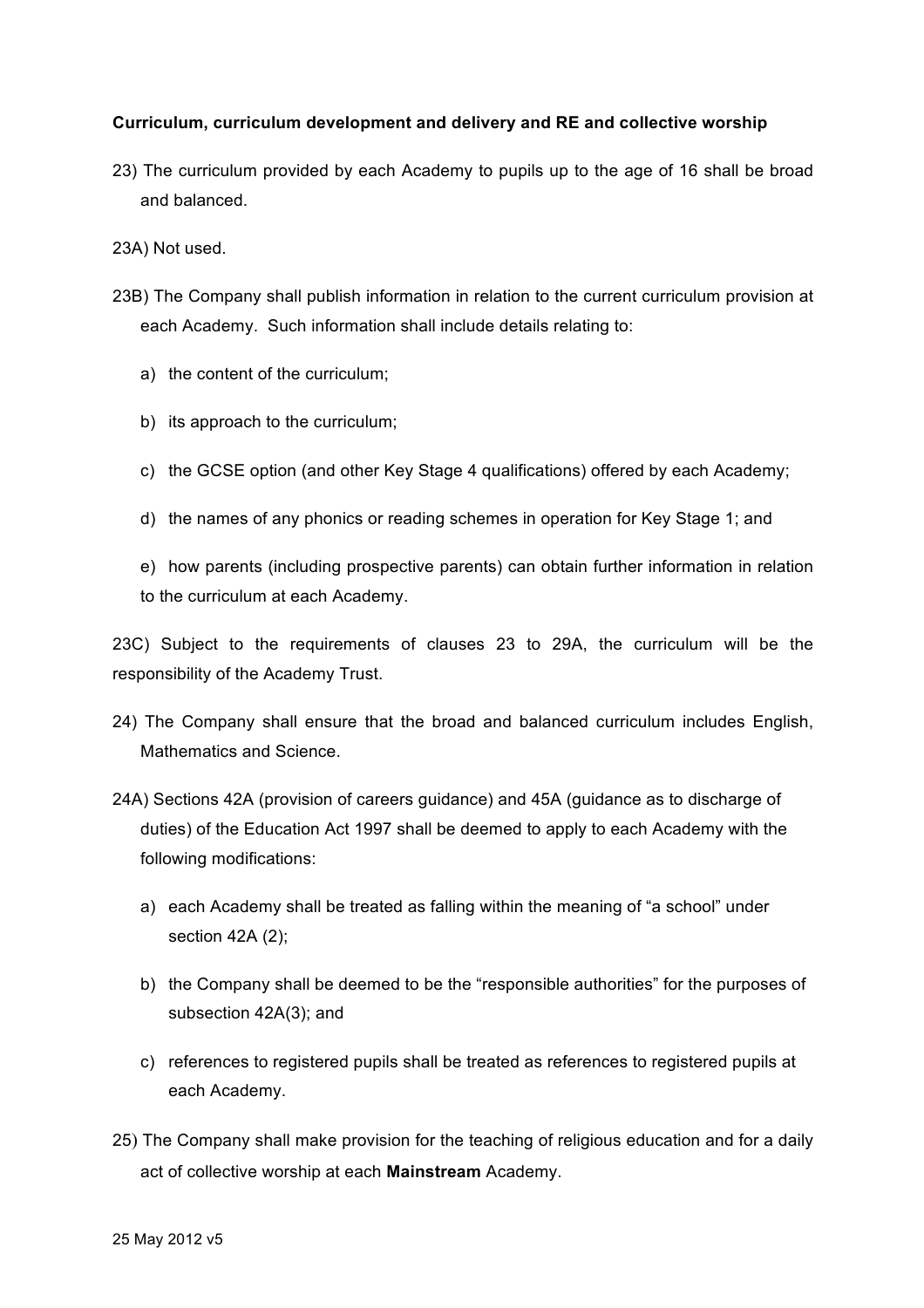**Curriculum, curriculum development and delivery and RE and collective worship**

23) The curriculum provided by each Academy to pupils up to the age of 16 shall be broad and balanced.

23A) Not used.

23B) The Company shall publish information in relation to the current curriculum provision at each Academy. Such information shall include details relating to:

a) the content of the curriculum;

b) its approach to the curriculum;

c) the GCSE option (and other Key Stage 4 qualifications) offered by each Academy;

d) the names of any phonics or reading schemes in operation for Key Stage 1; and

e) how parents (including prospective parents) can obtain further information in relation to the curriculum at each Academy.

23C) Subject to the requirements of clauses 23 to 29A, the curriculum will be the responsibility of the Academy Trust.

24) The Company shall ensure that the broad and balanced curriculum includes English, Mathematics and Science.

24A) Sections 42A (provision of careers guidance) and 45A (guidance as to discharge of duties) of the Education Act 1997 shall be deemed to apply to each Academy with the following modifications:

a) each Academy shall be treated as falling within the meaning of "a school" under section 42A (2);

b) the Company shall be deemed to be the "responsible authorities" for the purposes of subsection 42A(3); and

c) references to registered pupils shall be treated as references to registered pupils at each Academy.

25) The Company shall make provision for the teaching of religious education and for a daily act of collective worship at each **Mainstream** Academy.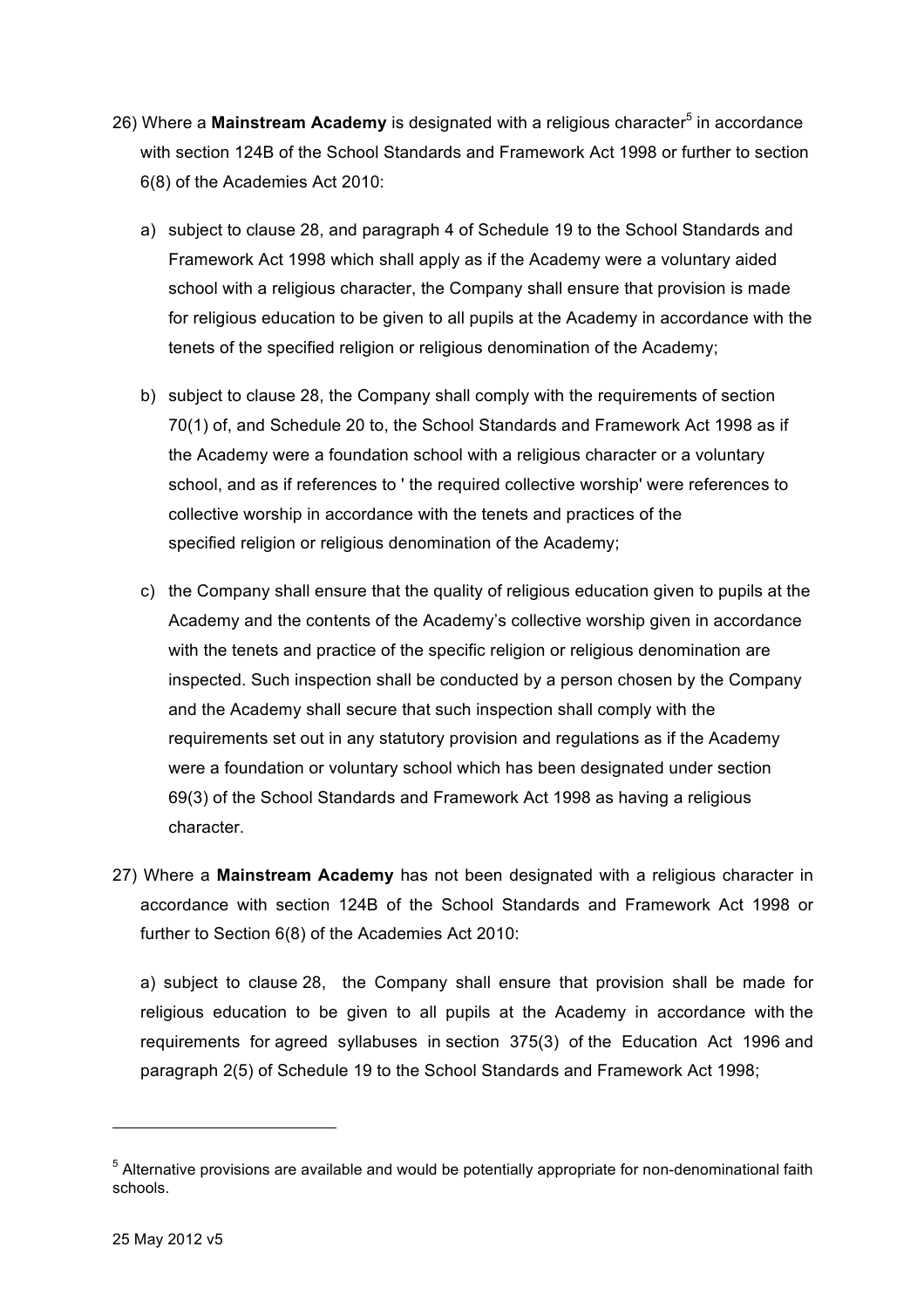26) Where a **Mainstream Academy** is designated with a religious character[5] in accordance with section 124B of the School Standards and Framework Act 1998 or further to section 6(8) of the Academies Act 2010:

a) subject to clause 28, and paragraph 4 of Schedule 19 to the School Standards and Framework Act 1998 which shall apply as if the Academy were a voluntary aided school with a religious character, the Company shall ensure that provision is made for religious education to be given to all pupils at the Academy in accordance with the tenets of the specified religion or religious denomination of the Academy;

b) subject to clause 28, the Company shall comply with the requirements of section 70(1) of, and Schedule 20 to, the School Standards and Framework Act 1998 as if the Academy were a foundation school with a religious character or a voluntary school, and as if references to ' the required collective worship' were references to collective worship in accordance with the tenets and practices of the specified religion or religious denomination of the Academy;

c) the Company shall ensure that the quality of religious education given to pupils at the Academy and the contents of the Academy's collective worship given in accordance with the tenets and practice of the specific religion or religious denomination are inspected. Such inspection shall be conducted by a person chosen by the Company and the Academy shall secure that such inspection shall comply with the requirements set out in any statutory provision and regulations as if the Academy were a foundation or voluntary school which has been designated under section 69(3) of the School Standards and Framework Act 1998 as having a religious character.

27) Where a **Mainstream Academy** has not been designated with a religious character in accordance with section 124B of the School Standards and Framework Act 1998 or further to Section 6(8) of the Academies Act 2010:

a) subject to clause 28, the Company shall ensure that provision shall be made for religious education to be given to all pupils at the Academy in accordance with the requirements for agreed syllabuses in section 375(3) of the Education Act 1996 and paragraph 2(5) of Schedule 19 to the School Standards and Framework Act 1998;

---

[5] Alternative provisions are available and would be potentially appropriate for non-denominational faith schools.

25 May 2012 v5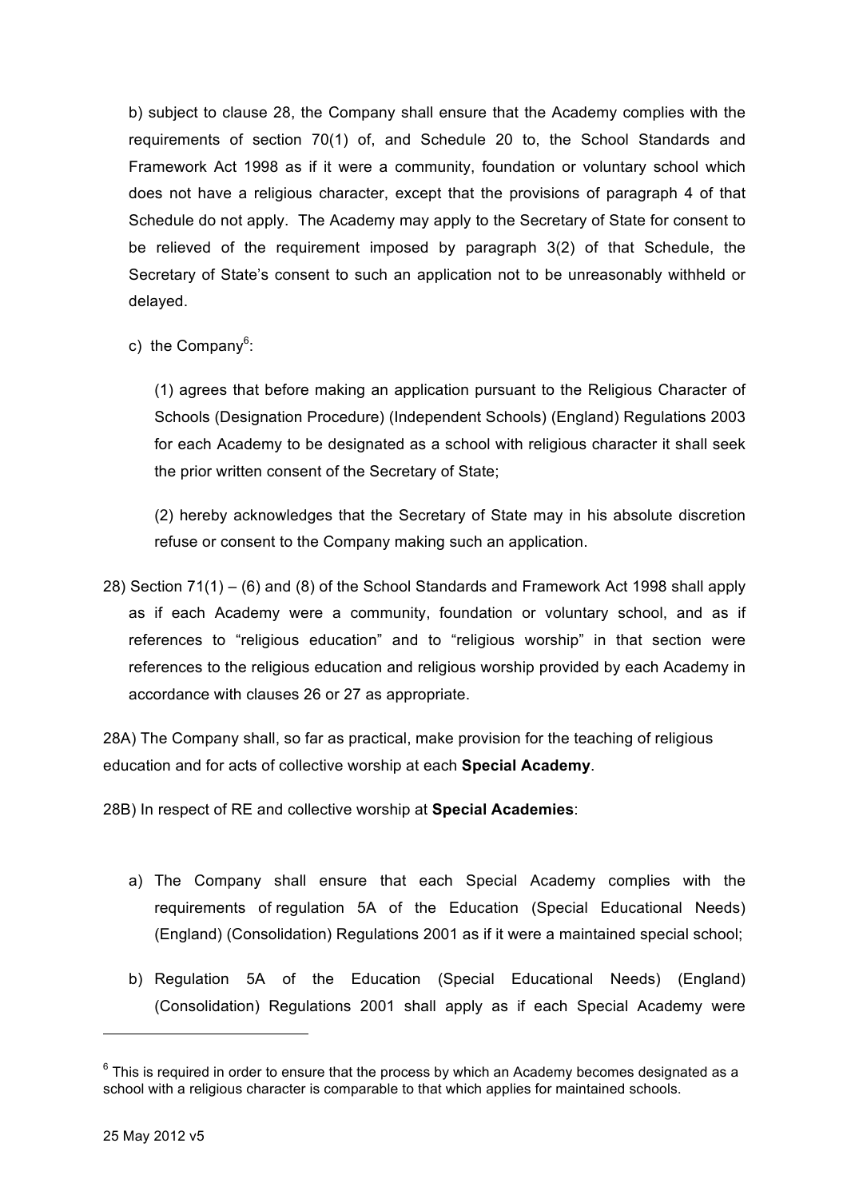b) subject to clause 28, the Company shall ensure that the Academy complies with the requirements of section 70(1) of, and Schedule 20 to, the School Standards and Framework Act 1998 as if it were a community, foundation or voluntary school which does not have a religious character, except that the provisions of paragraph 4 of that Schedule do not apply. The Academy may apply to the Secretary of State for consent to be relieved of the requirement imposed by paragraph 3(2) of that Schedule, the Secretary of State's consent to such an application not to be unreasonably withheld or delayed.

c) the Company[6]:

(1) agrees that before making an application pursuant to the Religious Character of Schools (Designation Procedure) (Independent Schools) (England) Regulations 2003 for each Academy to be designated as a school with religious character it shall seek the prior written consent of the Secretary of State;

(2) hereby acknowledges that the Secretary of State may in his absolute discretion refuse or consent to the Company making such an application.

28) Section 71(1) – (6) and (8) of the School Standards and Framework Act 1998 shall apply as if each Academy were a community, foundation or voluntary school, and as if references to "religious education" and to "religious worship" in that section were references to the religious education and religious worship provided by each Academy in accordance with clauses 26 or 27 as appropriate.

28A) The Company shall, so far as practical, make provision for the teaching of religious education and for acts of collective worship at each **Special Academy**.

28B) In respect of RE and collective worship at **Special Academies**:

a) The Company shall ensure that each Special Academy complies with the requirements of regulation 5A of the Education (Special Educational Needs) (England) (Consolidation) Regulations 2001 as if it were a maintained special school;

b) Regulation 5A of the Education (Special Educational Needs) (England) (Consolidation) Regulations 2001 shall apply as if each Special Academy were

[6] This is required in order to ensure that the process by which an Academy becomes designated as a school with a religious character is comparable to that which applies for maintained schools.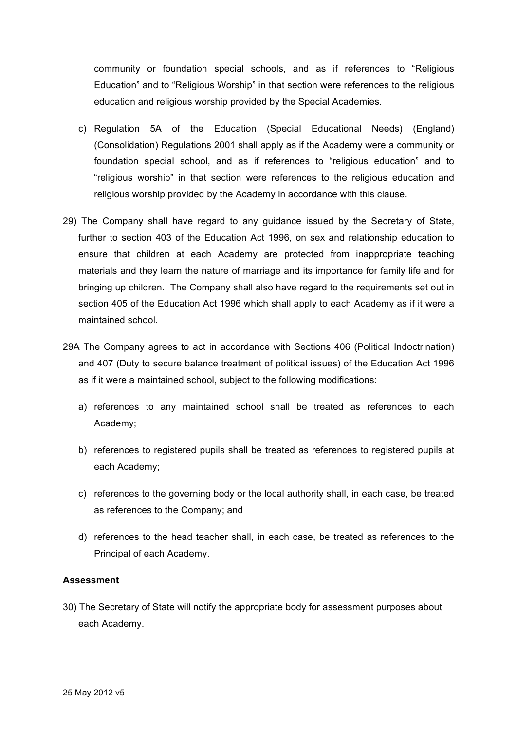community or foundation special schools, and as if references to "Religious Education" and to "Religious Worship" in that section were references to the religious education and religious worship provided by the Special Academies.

c) Regulation 5A of the Education (Special Educational Needs) (England) (Consolidation) Regulations 2001 shall apply as if the Academy were a community or foundation special school, and as if references to "religious education" and to "religious worship" in that section were references to the religious education and religious worship provided by the Academy in accordance with this clause.

29) The Company shall have regard to any guidance issued by the Secretary of State, further to section 403 of the Education Act 1996, on sex and relationship education to ensure that children at each Academy are protected from inappropriate teaching materials and they learn the nature of marriage and its importance for family life and for bringing up children. The Company shall also have regard to the requirements set out in section 405 of the Education Act 1996 which shall apply to each Academy as if it were a maintained school.

29A The Company agrees to act in accordance with Sections 406 (Political Indoctrination) and 407 (Duty to secure balance treatment of political issues) of the Education Act 1996 as if it were a maintained school, subject to the following modifications:

a) references to any maintained school shall be treated as references to each Academy;

b) references to registered pupils shall be treated as references to registered pupils at each Academy;

c) references to the governing body or the local authority shall, in each case, be treated as references to the Company; and

d) references to the head teacher shall, in each case, be treated as references to the Principal of each Academy.

**Assessment**

30) The Secretary of State will notify the appropriate body for assessment purposes about each Academy.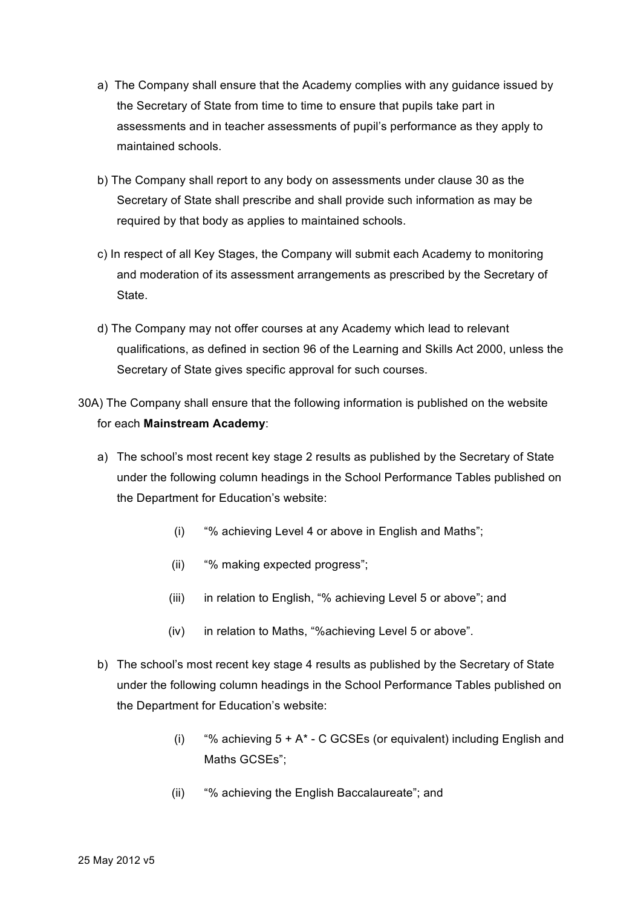a) The Company shall ensure that the Academy complies with any guidance issued by the Secretary of State from time to time to ensure that pupils take part in assessments and in teacher assessments of pupil's performance as they apply to maintained schools.

b) The Company shall report to any body on assessments under clause 30 as the Secretary of State shall prescribe and shall provide such information as may be required by that body as applies to maintained schools.

c) In respect of all Key Stages, the Company will submit each Academy to monitoring and moderation of its assessment arrangements as prescribed by the Secretary of State.

d) The Company may not offer courses at any Academy which lead to relevant qualifications, as defined in section 96 of the Learning and Skills Act 2000, unless the Secretary of State gives specific approval for such courses.

30A) The Company shall ensure that the following information is published on the website for each **Mainstream Academy**:

a) The school's most recent key stage 2 results as published by the Secretary of State under the following column headings in the School Performance Tables published on the Department for Education's website:

  (i) "% achieving Level 4 or above in English and Maths";

  (ii) "% making expected progress";

  (iii) in relation to English, "% achieving Level 5 or above"; and

  (iv) in relation to Maths, "%achieving Level 5 or above".

b) The school's most recent key stage 4 results as published by the Secretary of State under the following column headings in the School Performance Tables published on the Department for Education's website:

  (i) "% achieving 5 + A* - C GCSEs (or equivalent) including English and Maths GCSEs";

  (ii) "% achieving the English Baccalaureate"; and

25 May 2012 v5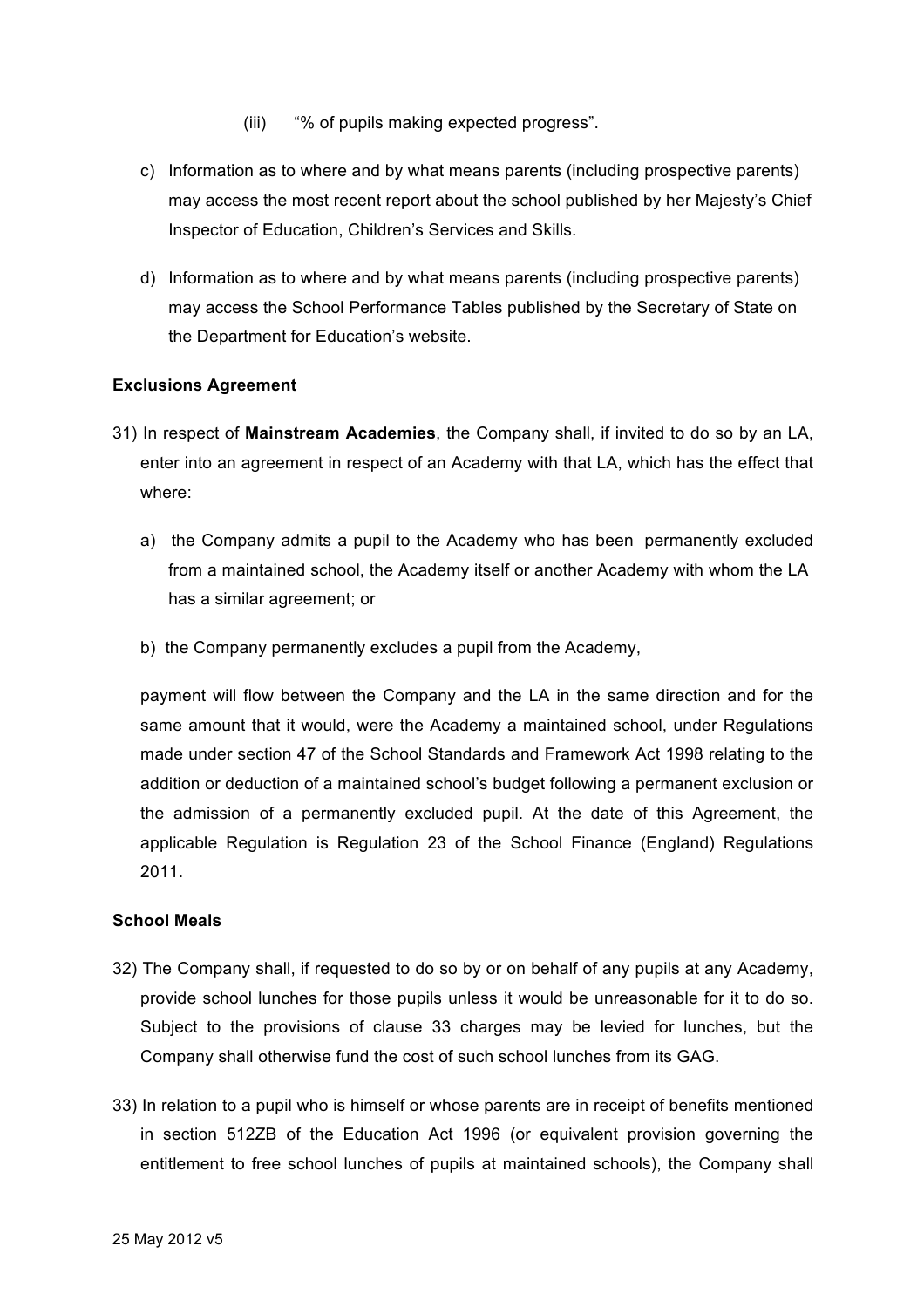(iii) "% of pupils making expected progress".

c) Information as to where and by what means parents (including prospective parents) may access the most recent report about the school published by her Majesty's Chief Inspector of Education, Children's Services and Skills.

d) Information as to where and by what means parents (including prospective parents) may access the School Performance Tables published by the Secretary of State on the Department for Education's website.

**Exclusions Agreement**

31) In respect of **Mainstream Academies**, the Company shall, if invited to do so by an LA, enter into an agreement in respect of an Academy with that LA, which has the effect that where:

a) the Company admits a pupil to the Academy who has been permanently excluded from a maintained school, the Academy itself or another Academy with whom the LA has a similar agreement; or

b) the Company permanently excludes a pupil from the Academy,

payment will flow between the Company and the LA in the same direction and for the same amount that it would, were the Academy a maintained school, under Regulations made under section 47 of the School Standards and Framework Act 1998 relating to the addition or deduction of a maintained school's budget following a permanent exclusion or the admission of a permanently excluded pupil. At the date of this Agreement, the applicable Regulation is Regulation 23 of the School Finance (England) Regulations 2011.

**School Meals**

32) The Company shall, if requested to do so by or on behalf of any pupils at any Academy, provide school lunches for those pupils unless it would be unreasonable for it to do so. Subject to the provisions of clause 33 charges may be levied for lunches, but the Company shall otherwise fund the cost of such school lunches from its GAG.

33) In relation to a pupil who is himself or whose parents are in receipt of benefits mentioned in section 512ZB of the Education Act 1996 (or equivalent provision governing the entitlement to free school lunches of pupils at maintained schools), the Company shall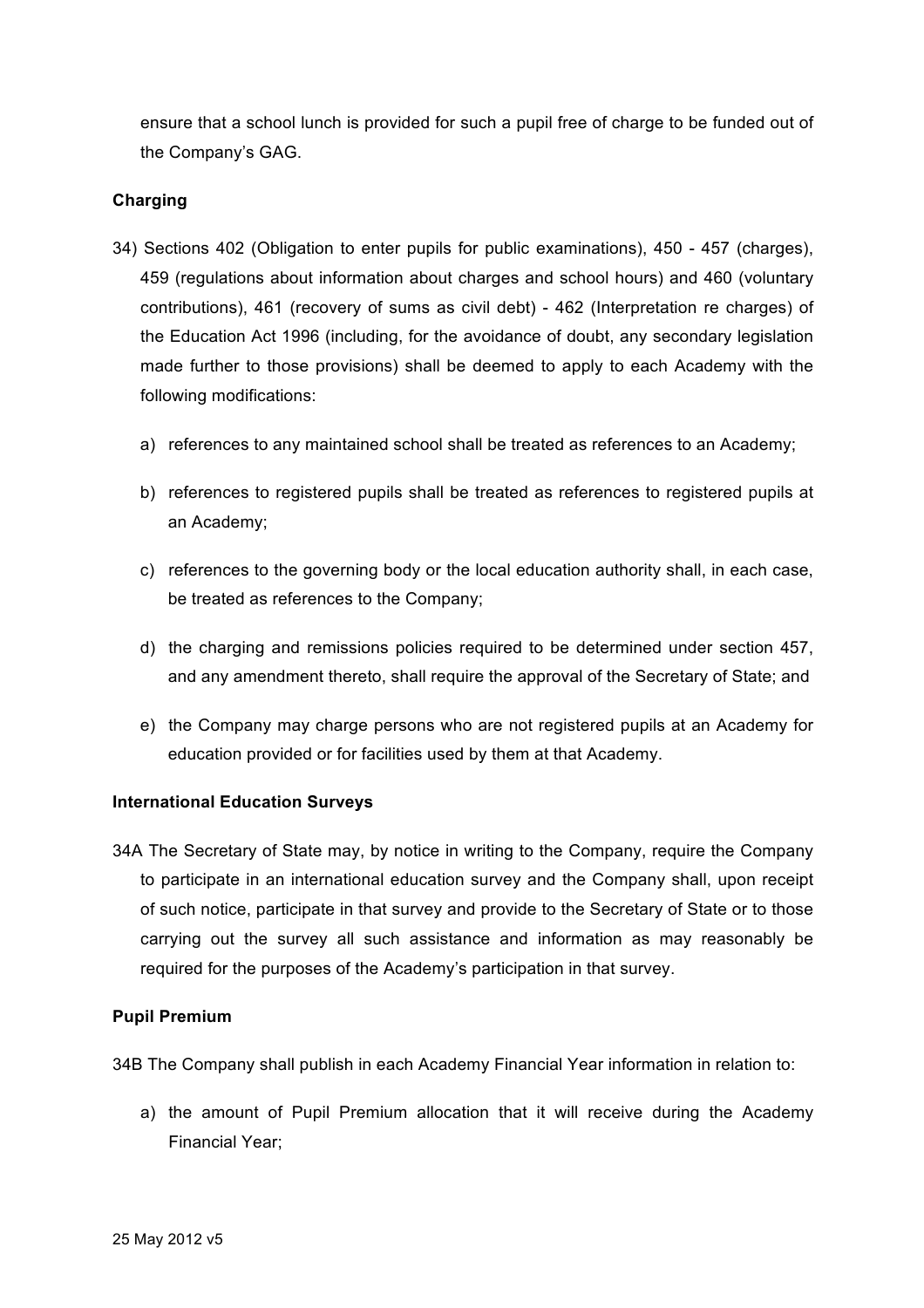ensure that a school lunch is provided for such a pupil free of charge to be funded out of the Company's GAG.

**Charging**

34) Sections 402 (Obligation to enter pupils for public examinations), 450 - 457 (charges), 459 (regulations about information about charges and school hours) and 460 (voluntary contributions), 461 (recovery of sums as civil debt) - 462 (Interpretation re charges) of the Education Act 1996 (including, for the avoidance of doubt, any secondary legislation made further to those provisions) shall be deemed to apply to each Academy with the following modifications:

a) references to any maintained school shall be treated as references to an Academy;

b) references to registered pupils shall be treated as references to registered pupils at an Academy;

c) references to the governing body or the local education authority shall, in each case, be treated as references to the Company;

d) the charging and remissions policies required to be determined under section 457, and any amendment thereto, shall require the approval of the Secretary of State; and

e) the Company may charge persons who are not registered pupils at an Academy for education provided or for facilities used by them at that Academy.

**International Education Surveys**

34A The Secretary of State may, by notice in writing to the Company, require the Company to participate in an international education survey and the Company shall, upon receipt of such notice, participate in that survey and provide to the Secretary of State or to those carrying out the survey all such assistance and information as may reasonably be required for the purposes of the Academy's participation in that survey.

**Pupil Premium**

34B The Company shall publish in each Academy Financial Year information in relation to:

a) the amount of Pupil Premium allocation that it will receive during the Academy Financial Year;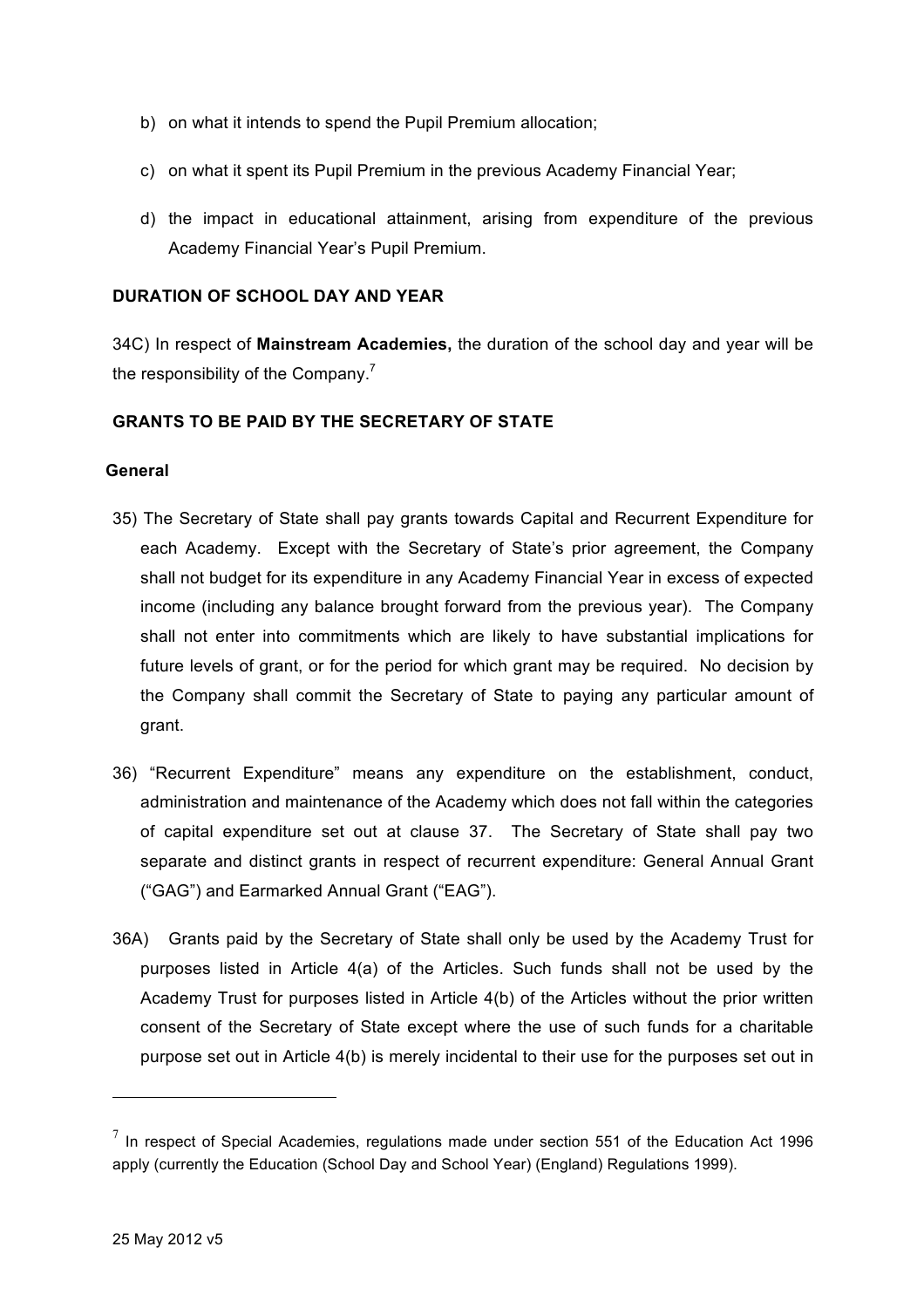b) on what it intends to spend the Pupil Premium allocation;

c) on what it spent its Pupil Premium in the previous Academy Financial Year;

d) the impact in educational attainment, arising from expenditure of the previous Academy Financial Year's Pupil Premium.

**DURATION OF SCHOOL DAY AND YEAR**

34C) In respect of **Mainstream Academies,** the duration of the school day and year will be the responsibility of the Company.[7]

**GRANTS TO BE PAID BY THE SECRETARY OF STATE**

**General**

35) The Secretary of State shall pay grants towards Capital and Recurrent Expenditure for each Academy. Except with the Secretary of State's prior agreement, the Company shall not budget for its expenditure in any Academy Financial Year in excess of expected income (including any balance brought forward from the previous year). The Company shall not enter into commitments which are likely to have substantial implications for future levels of grant, or for the period for which grant may be required. No decision by the Company shall commit the Secretary of State to paying any particular amount of grant.

36) "Recurrent Expenditure" means any expenditure on the establishment, conduct, administration and maintenance of the Academy which does not fall within the categories of capital expenditure set out at clause 37. The Secretary of State shall pay two separate and distinct grants in respect of recurrent expenditure: General Annual Grant ("GAG") and Earmarked Annual Grant ("EAG").

36A) Grants paid by the Secretary of State shall only be used by the Academy Trust for purposes listed in Article 4(a) of the Articles. Such funds shall not be used by the Academy Trust for purposes listed in Article 4(b) of the Articles without the prior written consent of the Secretary of State except where the use of such funds for a charitable purpose set out in Article 4(b) is merely incidental to their use for the purposes set out in

[7] In respect of Special Academies, regulations made under section 551 of the Education Act 1996 apply (currently the Education (School Day and School Year) (England) Regulations 1999).

25 May 2012 v5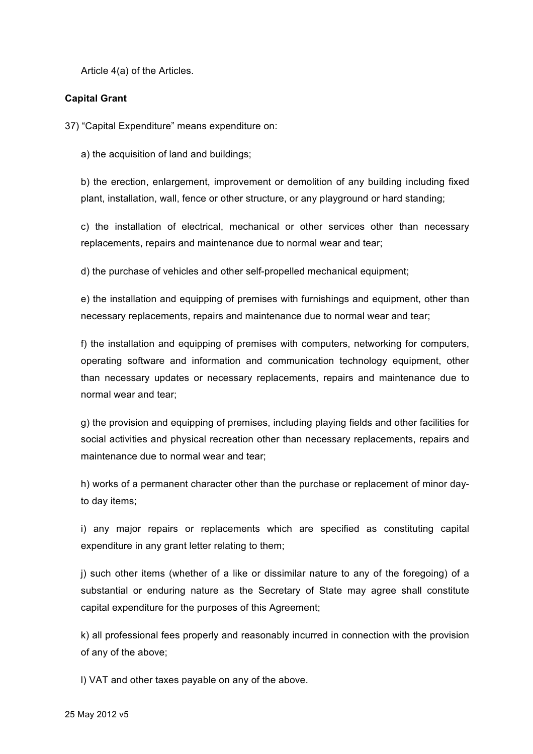Article 4(a) of the Articles.

**Capital Grant**

37) “Capital Expenditure” means expenditure on:

a) the acquisition of land and buildings;

b) the erection, enlargement, improvement or demolition of any building including fixed plant, installation, wall, fence or other structure, or any playground or hard standing;

c) the installation of electrical, mechanical or other services other than necessary replacements, repairs and maintenance due to normal wear and tear;

d) the purchase of vehicles and other self-propelled mechanical equipment;

e) the installation and equipping of premises with furnishings and equipment, other than necessary replacements, repairs and maintenance due to normal wear and tear;

f) the installation and equipping of premises with computers, networking for computers, operating software and information and communication technology equipment, other than necessary updates or necessary replacements, repairs and maintenance due to normal wear and tear;

g) the provision and equipping of premises, including playing fields and other facilities for social activities and physical recreation other than necessary replacements, repairs and maintenance due to normal wear and tear;

h) works of a permanent character other than the purchase or replacement of minor day-to day items;

i) any major repairs or replacements which are specified as constituting capital expenditure in any grant letter relating to them;

j) such other items (whether of a like or dissimilar nature to any of the foregoing) of a substantial or enduring nature as the Secretary of State may agree shall constitute capital expenditure for the purposes of this Agreement;

k) all professional fees properly and reasonably incurred in connection with the provision of any of the above;

l) VAT and other taxes payable on any of the above.

25 May 2012 v5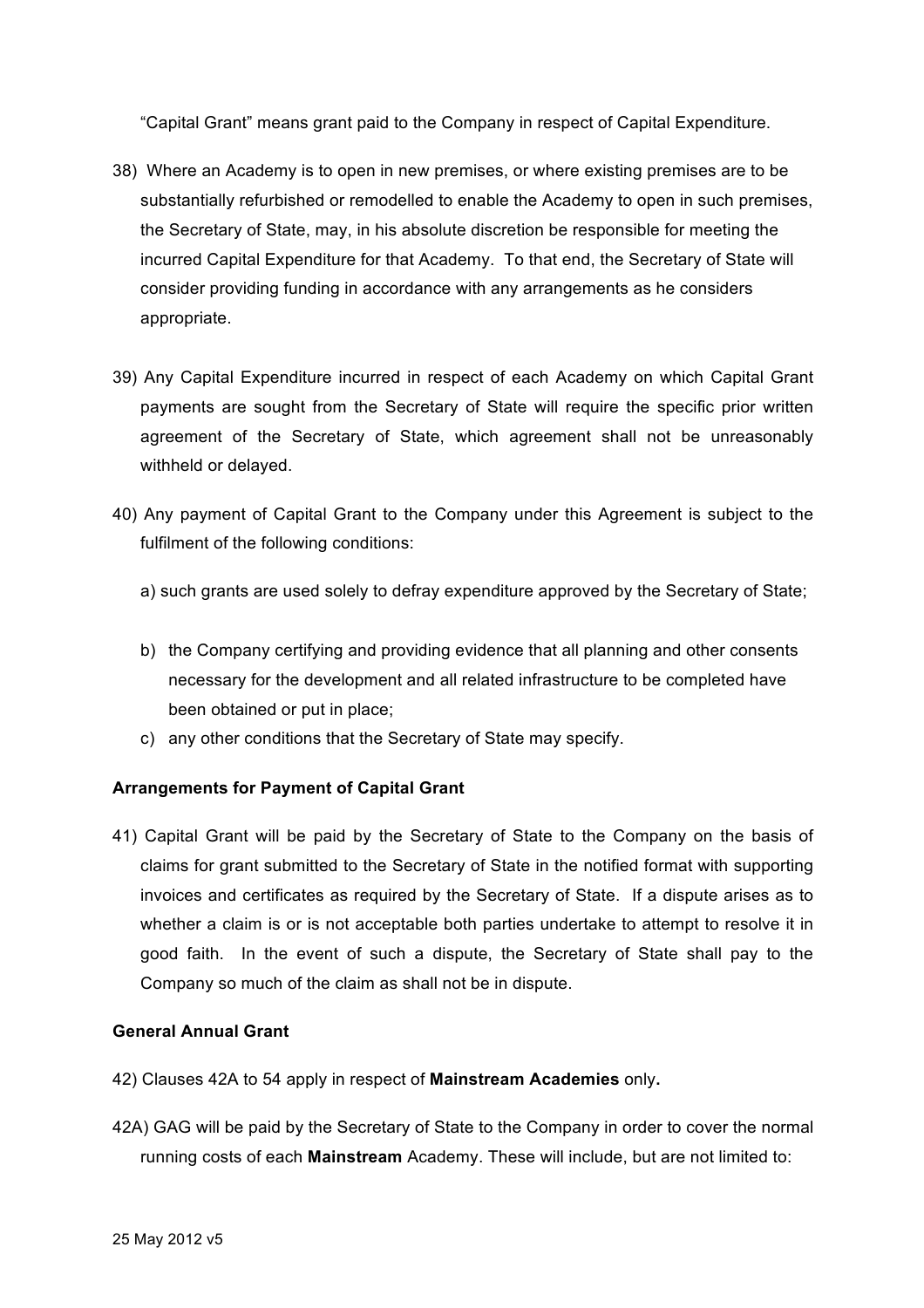“Capital Grant” means grant paid to the Company in respect of Capital Expenditure.

38) Where an Academy is to open in new premises, or where existing premises are to be substantially refurbished or remodelled to enable the Academy to open in such premises, the Secretary of State, may, in his absolute discretion be responsible for meeting the incurred Capital Expenditure for that Academy. To that end, the Secretary of State will consider providing funding in accordance with any arrangements as he considers appropriate.

39) Any Capital Expenditure incurred in respect of each Academy on which Capital Grant payments are sought from the Secretary of State will require the specific prior written agreement of the Secretary of State, which agreement shall not be unreasonably withheld or delayed.

40) Any payment of Capital Grant to the Company under this Agreement is subject to the fulfilment of the following conditions:

a) such grants are used solely to defray expenditure approved by the Secretary of State;

b) the Company certifying and providing evidence that all planning and other consents necessary for the development and all related infrastructure to be completed have been obtained or put in place;

c) any other conditions that the Secretary of State may specify.

**Arrangements for Payment of Capital Grant**

41) Capital Grant will be paid by the Secretary of State to the Company on the basis of claims for grant submitted to the Secretary of State in the notified format with supporting invoices and certificates as required by the Secretary of State. If a dispute arises as to whether a claim is or is not acceptable both parties undertake to attempt to resolve it in good faith. In the event of such a dispute, the Secretary of State shall pay to the Company so much of the claim as shall not be in dispute.

**General Annual Grant**

42) Clauses 42A to 54 apply in respect of **Mainstream Academies** only**.**

42A) GAG will be paid by the Secretary of State to the Company in order to cover the normal running costs of each **Mainstream** Academy. These will include, but are not limited to: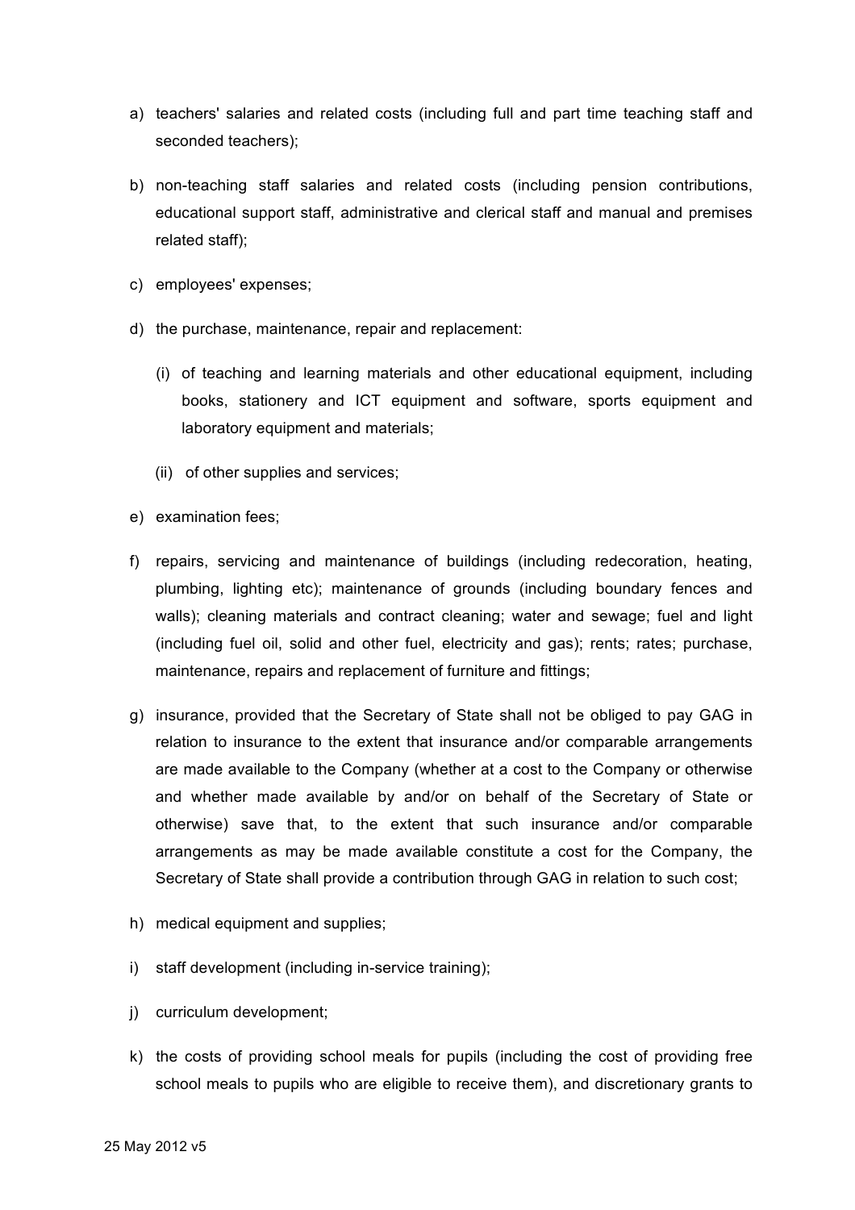a) teachers' salaries and related costs (including full and part time teaching staff and seconded teachers);

b) non-teaching staff salaries and related costs (including pension contributions, educational support staff, administrative and clerical staff and manual and premises related staff);

c) employees' expenses;

d) the purchase, maintenance, repair and replacement:

   (i) of teaching and learning materials and other educational equipment, including books, stationery and ICT equipment and software, sports equipment and laboratory equipment and materials;

   (ii) of other supplies and services;

e) examination fees;

f) repairs, servicing and maintenance of buildings (including redecoration, heating, plumbing, lighting etc); maintenance of grounds (including boundary fences and walls); cleaning materials and contract cleaning; water and sewage; fuel and light (including fuel oil, solid and other fuel, electricity and gas); rents; rates; purchase, maintenance, repairs and replacement of furniture and fittings;

g) insurance, provided that the Secretary of State shall not be obliged to pay GAG in relation to insurance to the extent that insurance and/or comparable arrangements are made available to the Company (whether at a cost to the Company or otherwise and whether made available by and/or on behalf of the Secretary of State or otherwise) save that, to the extent that such insurance and/or comparable arrangements as may be made available constitute a cost for the Company, the Secretary of State shall provide a contribution through GAG in relation to such cost;

h) medical equipment and supplies;

i) staff development (including in-service training);

j) curriculum development;

k) the costs of providing school meals for pupils (including the cost of providing free school meals to pupils who are eligible to receive them), and discretionary grants to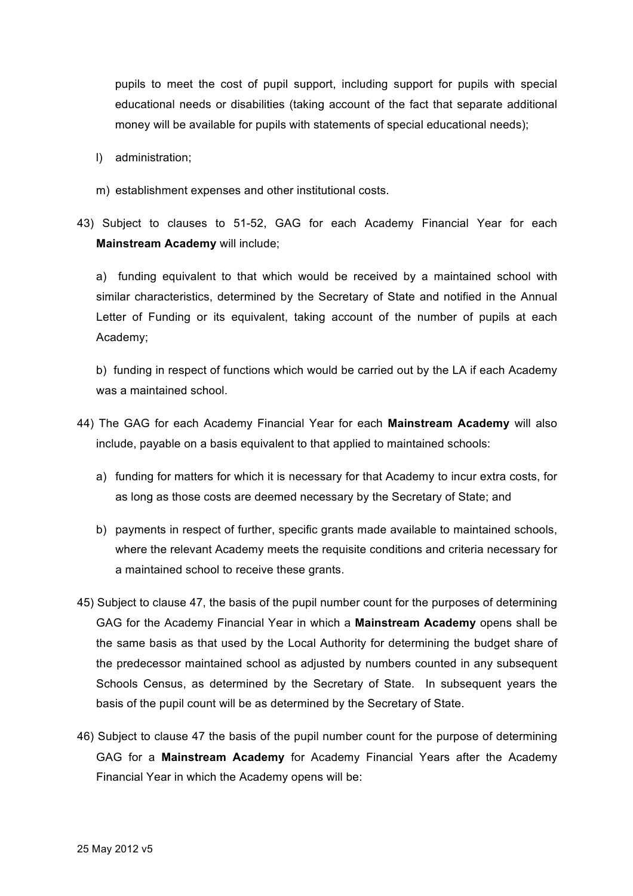pupils to meet the cost of pupil support, including support for pupils with special educational needs or disabilities (taking account of the fact that separate additional money will be available for pupils with statements of special educational needs);

l) administration;

m) establishment expenses and other institutional costs.

43) Subject to clauses to 51-52, GAG for each Academy Financial Year for each **Mainstream Academy** will include;

a) funding equivalent to that which would be received by a maintained school with similar characteristics, determined by the Secretary of State and notified in the Annual Letter of Funding or its equivalent, taking account of the number of pupils at each Academy;

b) funding in respect of functions which would be carried out by the LA if each Academy was a maintained school.

44) The GAG for each Academy Financial Year for each **Mainstream Academy** will also include, payable on a basis equivalent to that applied to maintained schools:

a) funding for matters for which it is necessary for that Academy to incur extra costs, for as long as those costs are deemed necessary by the Secretary of State; and

b) payments in respect of further, specific grants made available to maintained schools, where the relevant Academy meets the requisite conditions and criteria necessary for a maintained school to receive these grants.

45) Subject to clause 47, the basis of the pupil number count for the purposes of determining GAG for the Academy Financial Year in which a **Mainstream Academy** opens shall be the same basis as that used by the Local Authority for determining the budget share of the predecessor maintained school as adjusted by numbers counted in any subsequent Schools Census, as determined by the Secretary of State. In subsequent years the basis of the pupil count will be as determined by the Secretary of State.

46) Subject to clause 47 the basis of the pupil number count for the purpose of determining GAG for a **Mainstream Academy** for Academy Financial Years after the Academy Financial Year in which the Academy opens will be:

25 May 2012 v5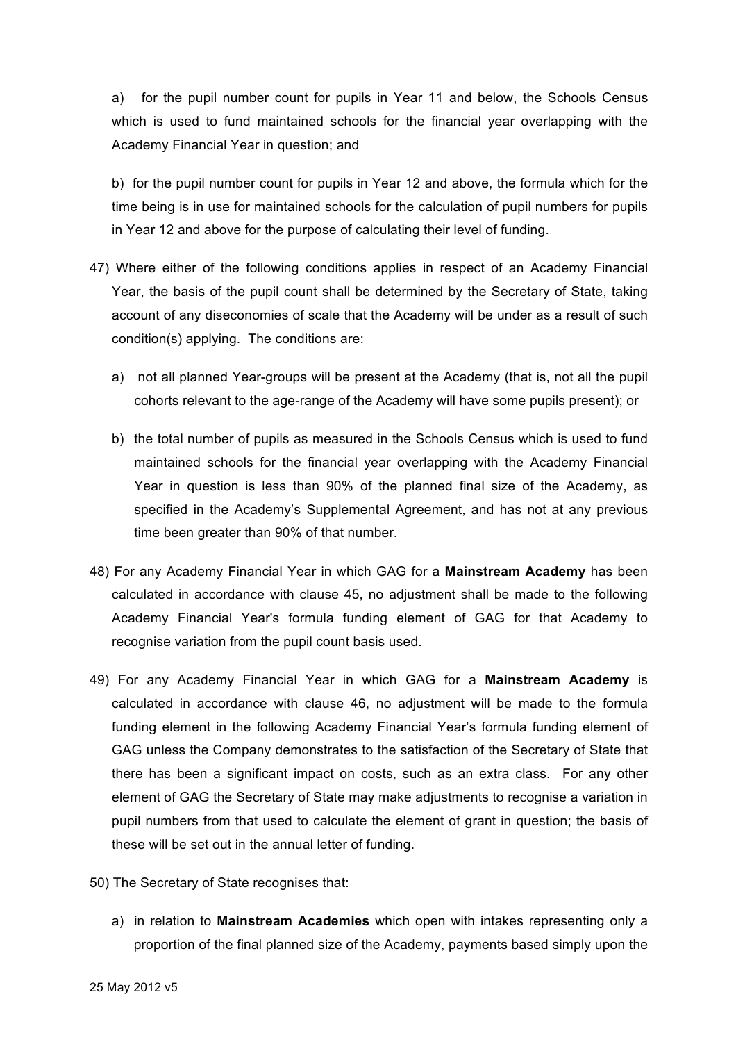a) for the pupil number count for pupils in Year 11 and below, the Schools Census which is used to fund maintained schools for the financial year overlapping with the Academy Financial Year in question; and

b) for the pupil number count for pupils in Year 12 and above, the formula which for the time being is in use for maintained schools for the calculation of pupil numbers for pupils in Year 12 and above for the purpose of calculating their level of funding.

47) Where either of the following conditions applies in respect of an Academy Financial Year, the basis of the pupil count shall be determined by the Secretary of State, taking account of any diseconomies of scale that the Academy will be under as a result of such condition(s) applying. The conditions are:

   a) not all planned Year-groups will be present at the Academy (that is, not all the pupil cohorts relevant to the age-range of the Academy will have some pupils present); or

   b) the total number of pupils as measured in the Schools Census which is used to fund maintained schools for the financial year overlapping with the Academy Financial Year in question is less than 90% of the planned final size of the Academy, as specified in the Academy's Supplemental Agreement, and has not at any previous time been greater than 90% of that number.

48) For any Academy Financial Year in which GAG for a **Mainstream Academy** has been calculated in accordance with clause 45, no adjustment shall be made to the following Academy Financial Year's formula funding element of GAG for that Academy to recognise variation from the pupil count basis used.

49) For any Academy Financial Year in which GAG for a **Mainstream Academy** is calculated in accordance with clause 46, no adjustment will be made to the formula funding element in the following Academy Financial Year's formula funding element of GAG unless the Company demonstrates to the satisfaction of the Secretary of State that there has been a significant impact on costs, such as an extra class. For any other element of GAG the Secretary of State may make adjustments to recognise a variation in pupil numbers from that used to calculate the element of grant in question; the basis of these will be set out in the annual letter of funding.

50) The Secretary of State recognises that:

   a) in relation to **Mainstream Academies** which open with intakes representing only a proportion of the final planned size of the Academy, payments based simply upon the

25 May 2012 v5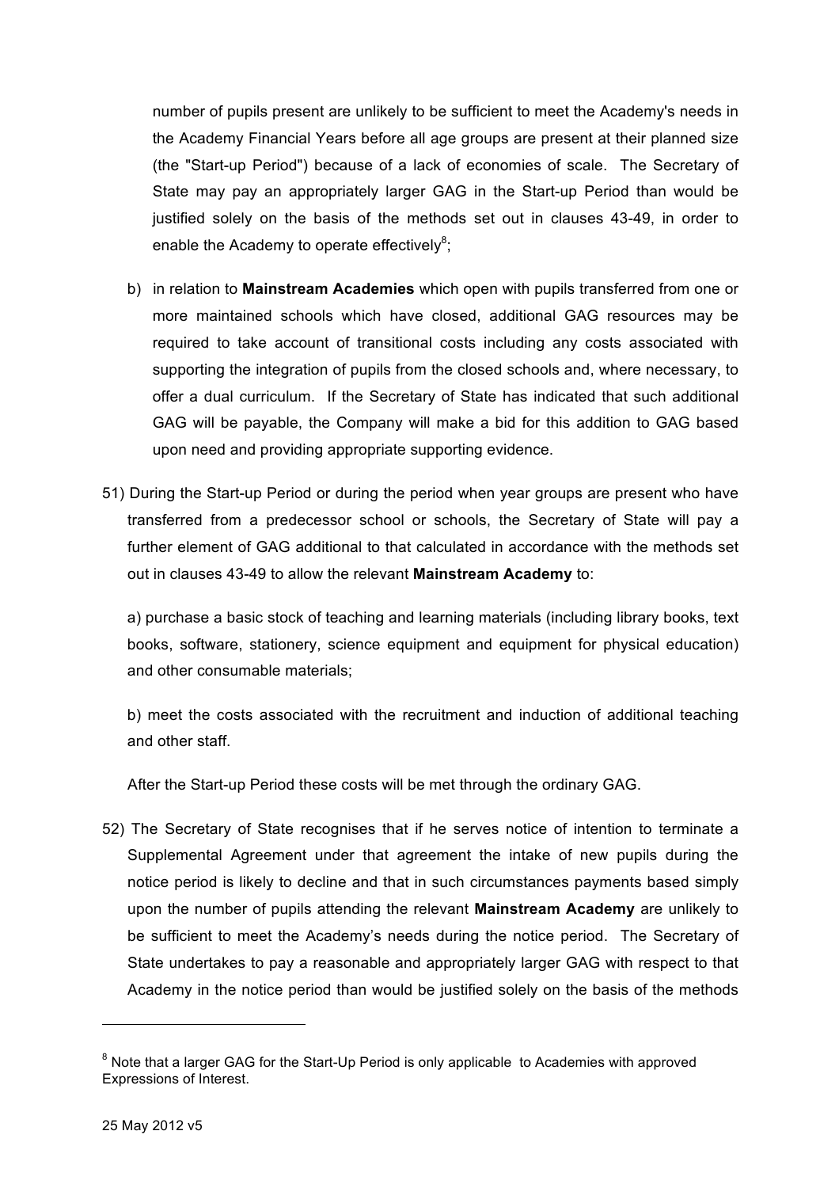number of pupils present are unlikely to be sufficient to meet the Academy's needs in the Academy Financial Years before all age groups are present at their planned size (the "Start-up Period") because of a lack of economies of scale. The Secretary of State may pay an appropriately larger GAG in the Start-up Period than would be justified solely on the basis of the methods set out in clauses 43-49, in order to enable the Academy to operate effectively[8];

b) in relation to **Mainstream Academies** which open with pupils transferred from one or more maintained schools which have closed, additional GAG resources may be required to take account of transitional costs including any costs associated with supporting the integration of pupils from the closed schools and, where necessary, to offer a dual curriculum. If the Secretary of State has indicated that such additional GAG will be payable, the Company will make a bid for this addition to GAG based upon need and providing appropriate supporting evidence.

51) During the Start-up Period or during the period when year groups are present who have transferred from a predecessor school or schools, the Secretary of State will pay a further element of GAG additional to that calculated in accordance with the methods set out in clauses 43-49 to allow the relevant **Mainstream Academy** to:

a) purchase a basic stock of teaching and learning materials (including library books, text books, software, stationery, science equipment and equipment for physical education) and other consumable materials;

b) meet the costs associated with the recruitment and induction of additional teaching and other staff.

After the Start-up Period these costs will be met through the ordinary GAG.

52) The Secretary of State recognises that if he serves notice of intention to terminate a Supplemental Agreement under that agreement the intake of new pupils during the notice period is likely to decline and that in such circumstances payments based simply upon the number of pupils attending the relevant **Mainstream Academy** are unlikely to be sufficient to meet the Academy's needs during the notice period. The Secretary of State undertakes to pay a reasonable and appropriately larger GAG with respect to that Academy in the notice period than would be justified solely on the basis of the methods

[8] Note that a larger GAG for the Start-Up Period is only applicable to Academies with approved Expressions of Interest.

25 May 2012 v5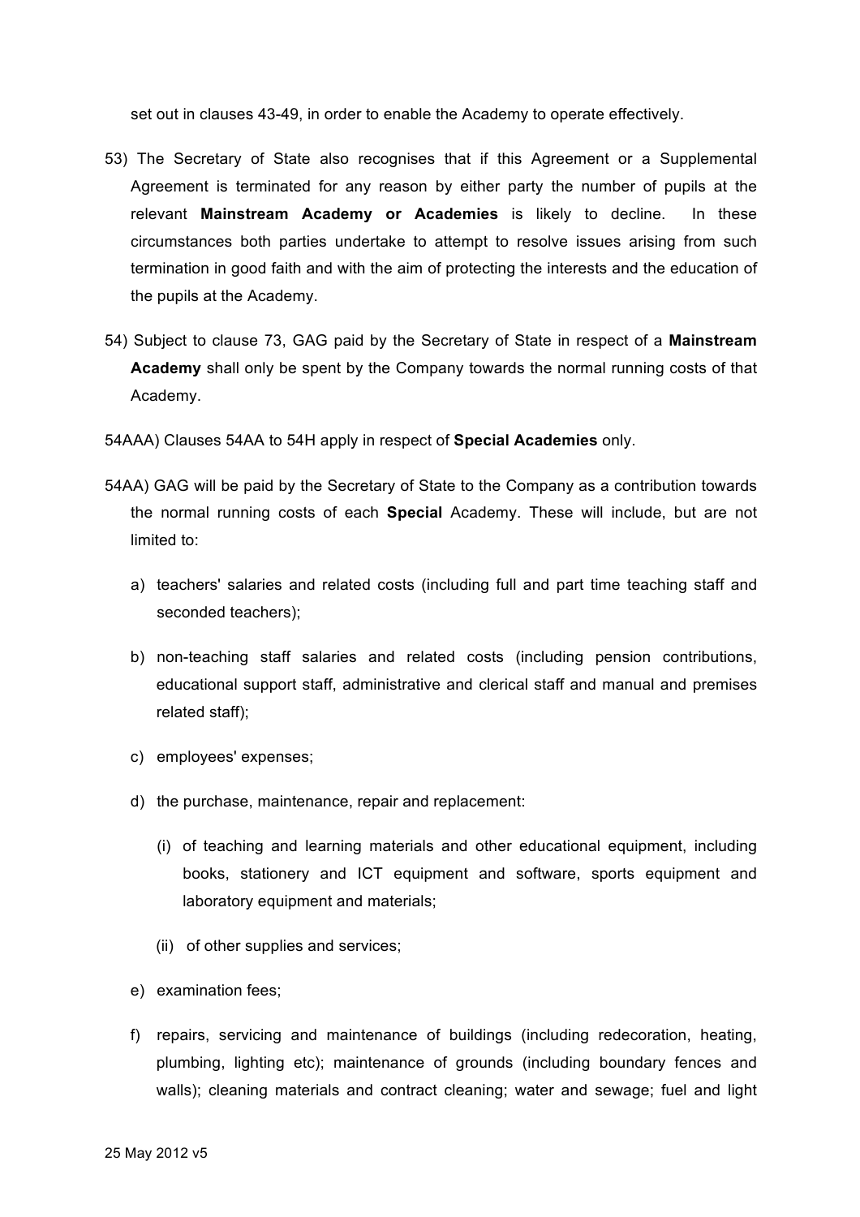set out in clauses 43-49, in order to enable the Academy to operate effectively.

53) The Secretary of State also recognises that if this Agreement or a Supplemental Agreement is terminated for any reason by either party the number of pupils at the relevant **Mainstream Academy or Academies** is likely to decline. In these circumstances both parties undertake to attempt to resolve issues arising from such termination in good faith and with the aim of protecting the interests and the education of the pupils at the Academy.

54) Subject to clause 73, GAG paid by the Secretary of State in respect of a **Mainstream Academy** shall only be spent by the Company towards the normal running costs of that Academy.

54AAA) Clauses 54AA to 54H apply in respect of **Special Academies** only.

54AA) GAG will be paid by the Secretary of State to the Company as a contribution towards the normal running costs of each **Special** Academy. These will include, but are not limited to:

a) teachers' salaries and related costs (including full and part time teaching staff and seconded teachers);

b) non-teaching staff salaries and related costs (including pension contributions, educational support staff, administrative and clerical staff and manual and premises related staff);

c) employees' expenses;

d) the purchase, maintenance, repair and replacement:

   (i) of teaching and learning materials and other educational equipment, including books, stationery and ICT equipment and software, sports equipment and laboratory equipment and materials;

   (ii) of other supplies and services;

e) examination fees;

f) repairs, servicing and maintenance of buildings (including redecoration, heating, plumbing, lighting etc); maintenance of grounds (including boundary fences and walls); cleaning materials and contract cleaning; water and sewage; fuel and light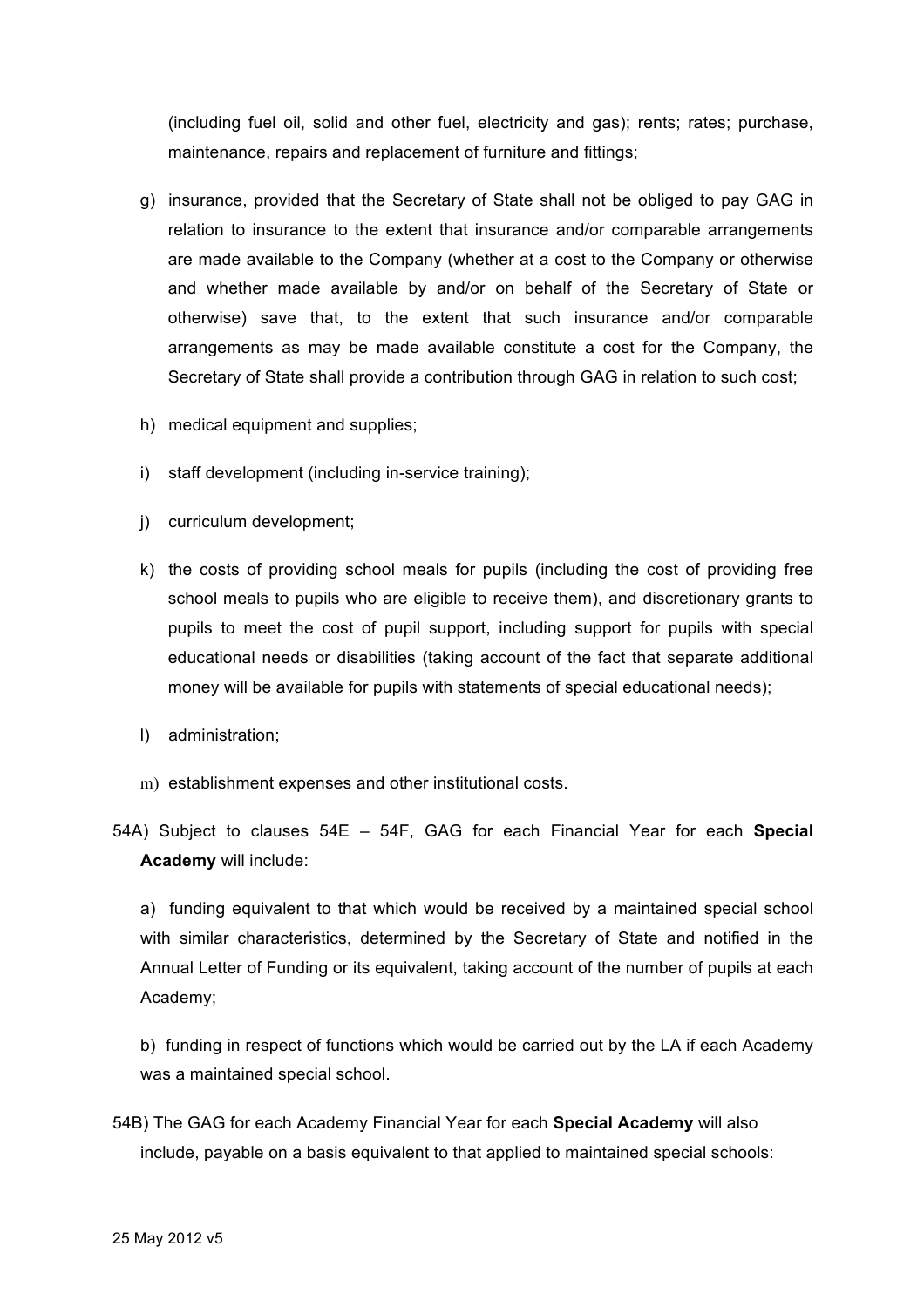(including fuel oil, solid and other fuel, electricity and gas); rents; rates; purchase, maintenance, repairs and replacement of furniture and fittings;

g) insurance, provided that the Secretary of State shall not be obliged to pay GAG in relation to insurance to the extent that insurance and/or comparable arrangements are made available to the Company (whether at a cost to the Company or otherwise and whether made available by and/or on behalf of the Secretary of State or otherwise) save that, to the extent that such insurance and/or comparable arrangements as may be made available constitute a cost for the Company, the Secretary of State shall provide a contribution through GAG in relation to such cost;

h) medical equipment and supplies;

i) staff development (including in-service training);

j) curriculum development;

k) the costs of providing school meals for pupils (including the cost of providing free school meals to pupils who are eligible to receive them), and discretionary grants to pupils to meet the cost of pupil support, including support for pupils with special educational needs or disabilities (taking account of the fact that separate additional money will be available for pupils with statements of special educational needs);

l) administration;

m) establishment expenses and other institutional costs.

54A) Subject to clauses 54E – 54F, GAG for each Financial Year for each **Special Academy** will include:

a) funding equivalent to that which would be received by a maintained special school with similar characteristics, determined by the Secretary of State and notified in the Annual Letter of Funding or its equivalent, taking account of the number of pupils at each Academy;

b) funding in respect of functions which would be carried out by the LA if each Academy was a maintained special school.

54B) The GAG for each Academy Financial Year for each **Special Academy** will also include, payable on a basis equivalent to that applied to maintained special schools:

25 May 2012 v5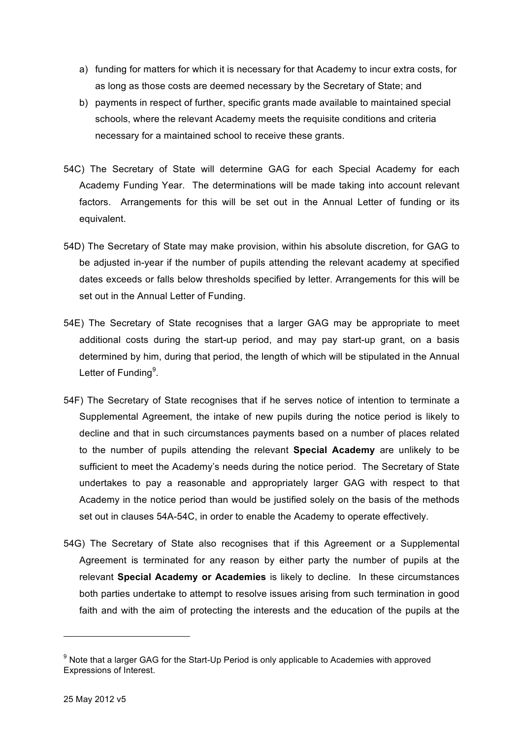a) funding for matters for which it is necessary for that Academy to incur extra costs, for as long as those costs are deemed necessary by the Secretary of State; and
b) payments in respect of further, specific grants made available to maintained special schools, where the relevant Academy meets the requisite conditions and criteria necessary for a maintained school to receive these grants.

54C) The Secretary of State will determine GAG for each Special Academy for each Academy Funding Year. The determinations will be made taking into account relevant factors. Arrangements for this will be set out in the Annual Letter of funding or its equivalent.

54D) The Secretary of State may make provision, within his absolute discretion, for GAG to be adjusted in-year if the number of pupils attending the relevant academy at specified dates exceeds or falls below thresholds specified by letter. Arrangements for this will be set out in the Annual Letter of Funding.

54E) The Secretary of State recognises that a larger GAG may be appropriate to meet additional costs during the start-up period, and may pay start-up grant, on a basis determined by him, during that period, the length of which will be stipulated in the Annual Letter of Funding[9].

54F) The Secretary of State recognises that if he serves notice of intention to terminate a Supplemental Agreement, the intake of new pupils during the notice period is likely to decline and that in such circumstances payments based on a number of places related to the number of pupils attending the relevant **Special Academy** are unlikely to be sufficient to meet the Academy's needs during the notice period. The Secretary of State undertakes to pay a reasonable and appropriately larger GAG with respect to that Academy in the notice period than would be justified solely on the basis of the methods set out in clauses 54A-54C, in order to enable the Academy to operate effectively.

54G) The Secretary of State also recognises that if this Agreement or a Supplemental Agreement is terminated for any reason by either party the number of pupils at the relevant **Special Academy or Academies** is likely to decline. In these circumstances both parties undertake to attempt to resolve issues arising from such termination in good faith and with the aim of protecting the interests and the education of the pupils at the

[9] Note that a larger GAG for the Start-Up Period is only applicable to Academies with approved Expressions of Interest.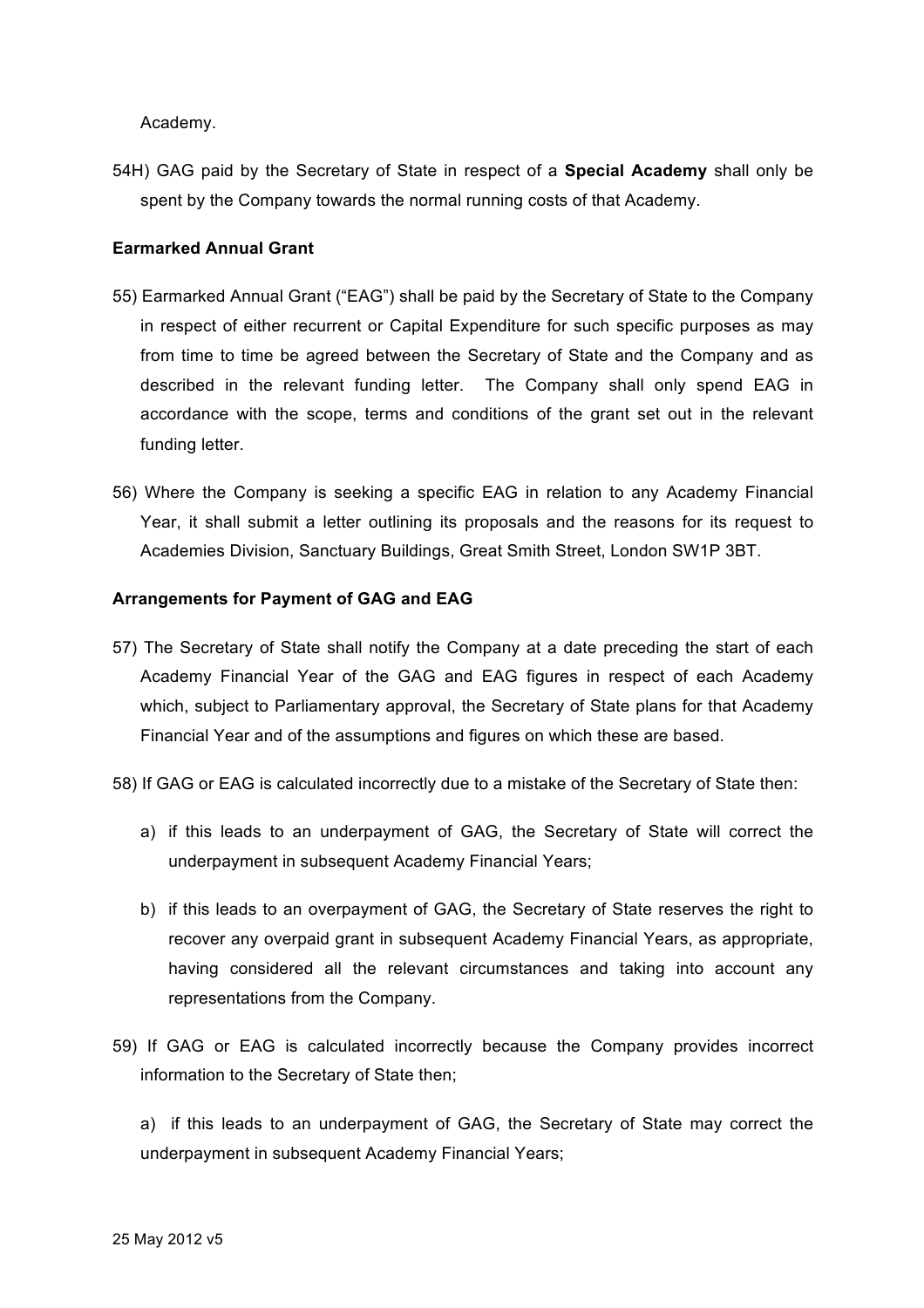Academy.

54H) GAG paid by the Secretary of State in respect of a **Special Academy** shall only be spent by the Company towards the normal running costs of that Academy.

**Earmarked Annual Grant**

55) Earmarked Annual Grant ("EAG") shall be paid by the Secretary of State to the Company in respect of either recurrent or Capital Expenditure for such specific purposes as may from time to time be agreed between the Secretary of State and the Company and as described in the relevant funding letter. The Company shall only spend EAG in accordance with the scope, terms and conditions of the grant set out in the relevant funding letter.

56) Where the Company is seeking a specific EAG in relation to any Academy Financial Year, it shall submit a letter outlining its proposals and the reasons for its request to Academies Division, Sanctuary Buildings, Great Smith Street, London SW1P 3BT.

**Arrangements for Payment of GAG and EAG**

57) The Secretary of State shall notify the Company at a date preceding the start of each Academy Financial Year of the GAG and EAG figures in respect of each Academy which, subject to Parliamentary approval, the Secretary of State plans for that Academy Financial Year and of the assumptions and figures on which these are based.

58) If GAG or EAG is calculated incorrectly due to a mistake of the Secretary of State then:

a) if this leads to an underpayment of GAG, the Secretary of State will correct the underpayment in subsequent Academy Financial Years;

b) if this leads to an overpayment of GAG, the Secretary of State reserves the right to recover any overpaid grant in subsequent Academy Financial Years, as appropriate, having considered all the relevant circumstances and taking into account any representations from the Company.

59) If GAG or EAG is calculated incorrectly because the Company provides incorrect information to the Secretary of State then;

a) if this leads to an underpayment of GAG, the Secretary of State may correct the underpayment in subsequent Academy Financial Years;

25 May 2012 v5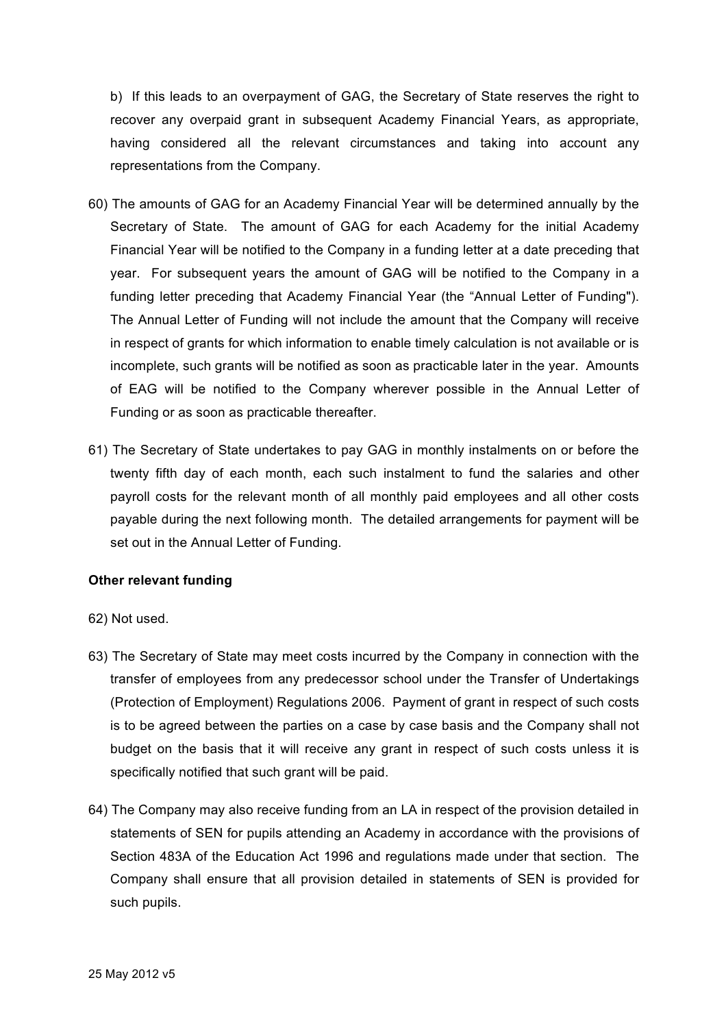b) If this leads to an overpayment of GAG, the Secretary of State reserves the right to recover any overpaid grant in subsequent Academy Financial Years, as appropriate, having considered all the relevant circumstances and taking into account any representations from the Company.

60) The amounts of GAG for an Academy Financial Year will be determined annually by the Secretary of State. The amount of GAG for each Academy for the initial Academy Financial Year will be notified to the Company in a funding letter at a date preceding that year. For subsequent years the amount of GAG will be notified to the Company in a funding letter preceding that Academy Financial Year (the "Annual Letter of Funding"). The Annual Letter of Funding will not include the amount that the Company will receive in respect of grants for which information to enable timely calculation is not available or is incomplete, such grants will be notified as soon as practicable later in the year. Amounts of EAG will be notified to the Company wherever possible in the Annual Letter of Funding or as soon as practicable thereafter.

61) The Secretary of State undertakes to pay GAG in monthly instalments on or before the twenty fifth day of each month, each such instalment to fund the salaries and other payroll costs for the relevant month of all monthly paid employees and all other costs payable during the next following month. The detailed arrangements for payment will be set out in the Annual Letter of Funding.

**Other relevant funding**

62) Not used.

63) The Secretary of State may meet costs incurred by the Company in connection with the transfer of employees from any predecessor school under the Transfer of Undertakings (Protection of Employment) Regulations 2006. Payment of grant in respect of such costs is to be agreed between the parties on a case by case basis and the Company shall not budget on the basis that it will receive any grant in respect of such costs unless it is specifically notified that such grant will be paid.

64) The Company may also receive funding from an LA in respect of the provision detailed in statements of SEN for pupils attending an Academy in accordance with the provisions of Section 483A of the Education Act 1996 and regulations made under that section. The Company shall ensure that all provision detailed in statements of SEN is provided for such pupils.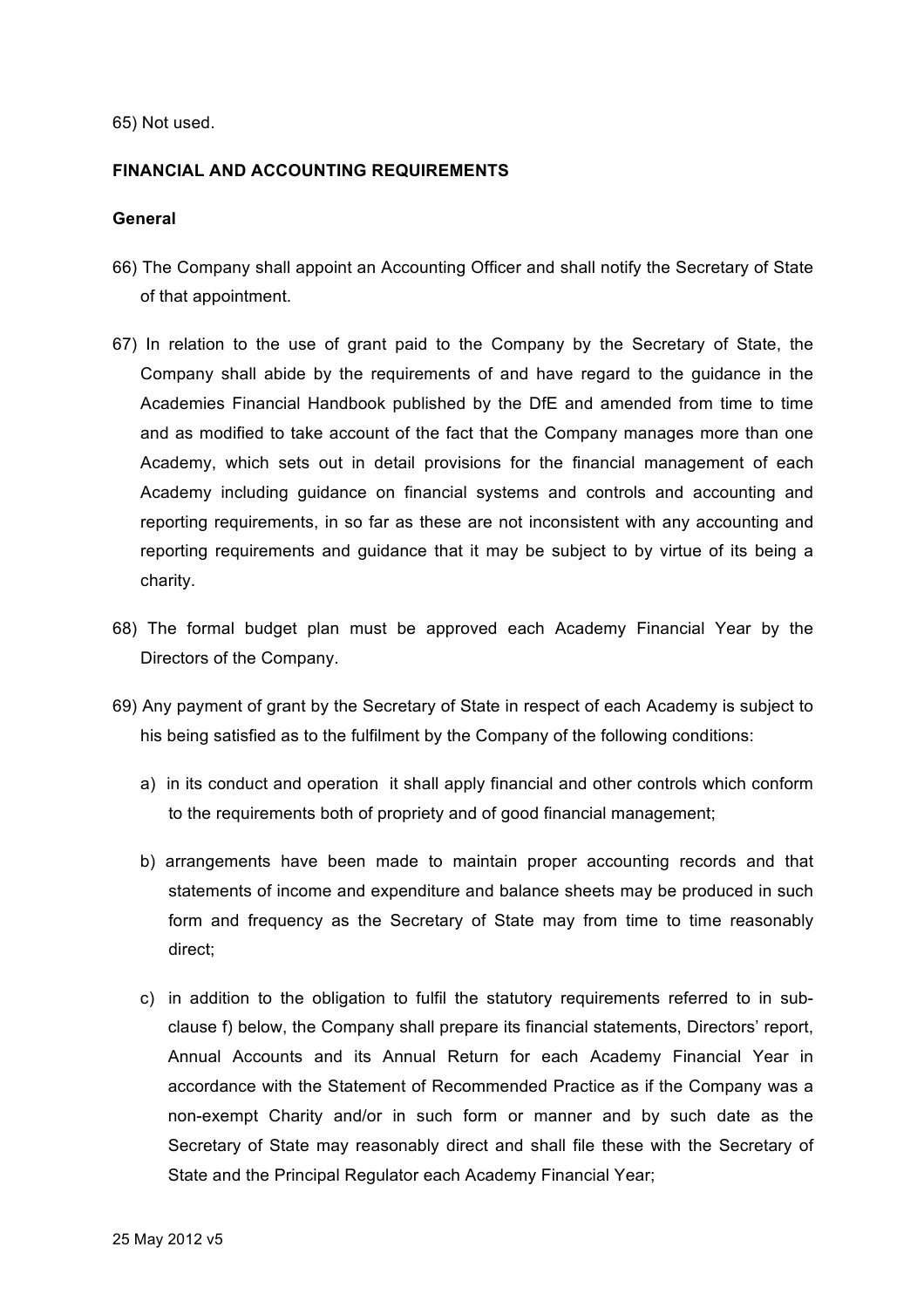65) Not used.

**FINANCIAL AND ACCOUNTING REQUIREMENTS**

**General**

66) The Company shall appoint an Accounting Officer and shall notify the Secretary of State of that appointment.

67) In relation to the use of grant paid to the Company by the Secretary of State, the Company shall abide by the requirements of and have regard to the guidance in the Academies Financial Handbook published by the DfE and amended from time to time and as modified to take account of the fact that the Company manages more than one Academy, which sets out in detail provisions for the financial management of each Academy including guidance on financial systems and controls and accounting and reporting requirements, in so far as these are not inconsistent with any accounting and reporting requirements and guidance that it may be subject to by virtue of its being a charity.

68) The formal budget plan must be approved each Academy Financial Year by the Directors of the Company.

69) Any payment of grant by the Secretary of State in respect of each Academy is subject to his being satisfied as to the fulfilment by the Company of the following conditions:

a) in its conduct and operation it shall apply financial and other controls which conform to the requirements both of propriety and of good financial management;

b) arrangements have been made to maintain proper accounting records and that statements of income and expenditure and balance sheets may be produced in such form and frequency as the Secretary of State may from time to time reasonably direct;

c) in addition to the obligation to fulfil the statutory requirements referred to in sub-clause f) below, the Company shall prepare its financial statements, Directors' report, Annual Accounts and its Annual Return for each Academy Financial Year in accordance with the Statement of Recommended Practice as if the Company was a non-exempt Charity and/or in such form or manner and by such date as the Secretary of State may reasonably direct and shall file these with the Secretary of State and the Principal Regulator each Academy Financial Year;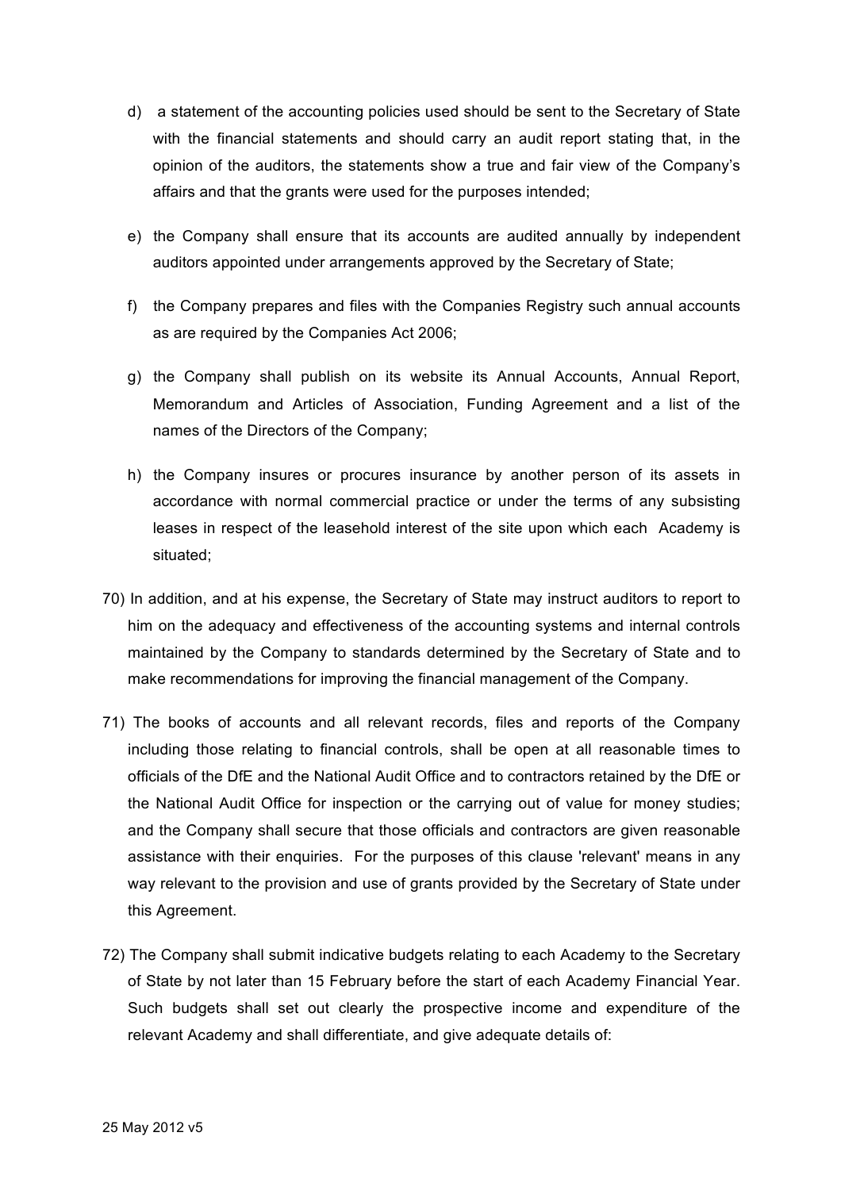d) a statement of the accounting policies used should be sent to the Secretary of State with the financial statements and should carry an audit report stating that, in the opinion of the auditors, the statements show a true and fair view of the Company's affairs and that the grants were used for the purposes intended;

e) the Company shall ensure that its accounts are audited annually by independent auditors appointed under arrangements approved by the Secretary of State;

f) the Company prepares and files with the Companies Registry such annual accounts as are required by the Companies Act 2006;

g) the Company shall publish on its website its Annual Accounts, Annual Report, Memorandum and Articles of Association, Funding Agreement and a list of the names of the Directors of the Company;

h) the Company insures or procures insurance by another person of its assets in accordance with normal commercial practice or under the terms of any subsisting leases in respect of the leasehold interest of the site upon which each Academy is situated;

70) In addition, and at his expense, the Secretary of State may instruct auditors to report to him on the adequacy and effectiveness of the accounting systems and internal controls maintained by the Company to standards determined by the Secretary of State and to make recommendations for improving the financial management of the Company.

71) The books of accounts and all relevant records, files and reports of the Company including those relating to financial controls, shall be open at all reasonable times to officials of the DfE and the National Audit Office and to contractors retained by the DfE or the National Audit Office for inspection or the carrying out of value for money studies; and the Company shall secure that those officials and contractors are given reasonable assistance with their enquiries. For the purposes of this clause 'relevant' means in any way relevant to the provision and use of grants provided by the Secretary of State under this Agreement.

72) The Company shall submit indicative budgets relating to each Academy to the Secretary of State by not later than 15 February before the start of each Academy Financial Year. Such budgets shall set out clearly the prospective income and expenditure of the relevant Academy and shall differentiate, and give adequate details of: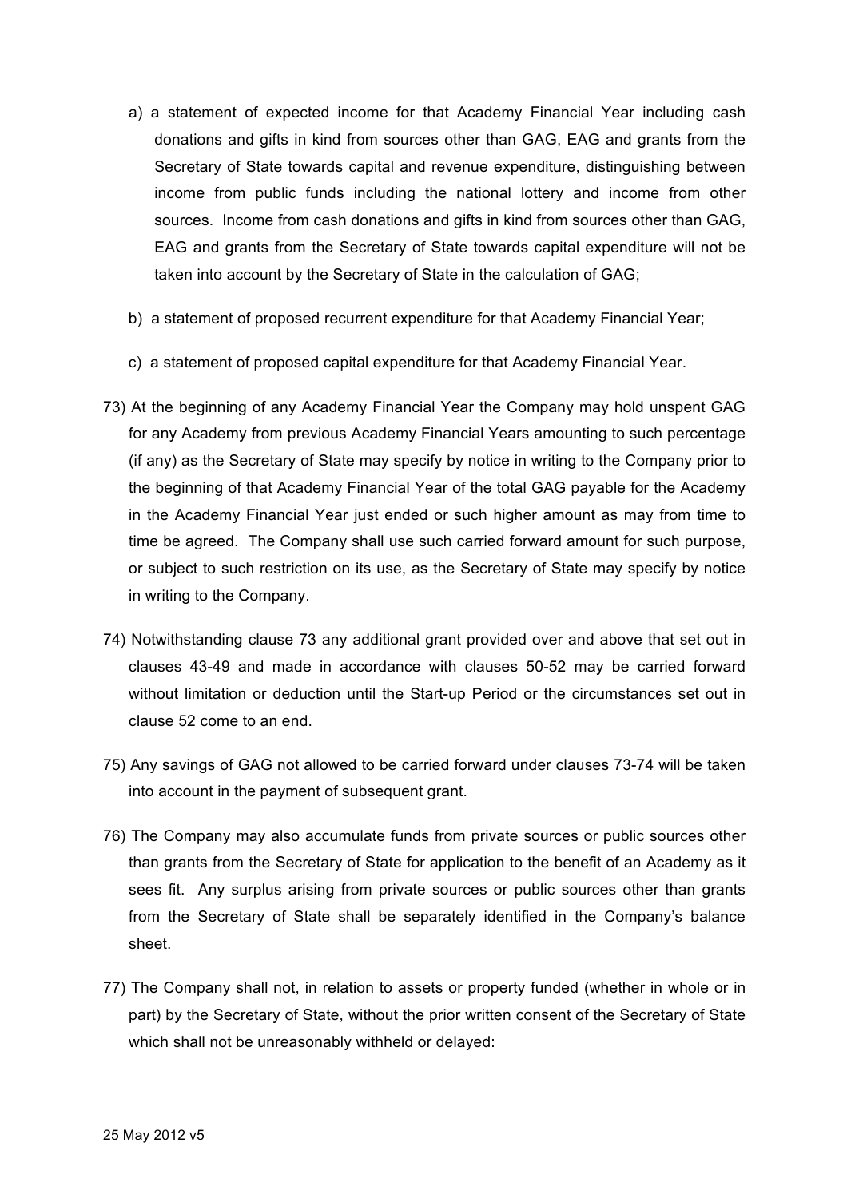a) a statement of expected income for that Academy Financial Year including cash donations and gifts in kind from sources other than GAG, EAG and grants from the Secretary of State towards capital and revenue expenditure, distinguishing between income from public funds including the national lottery and income from other sources. Income from cash donations and gifts in kind from sources other than GAG, EAG and grants from the Secretary of State towards capital expenditure will not be taken into account by the Secretary of State in the calculation of GAG;

b) a statement of proposed recurrent expenditure for that Academy Financial Year;

c) a statement of proposed capital expenditure for that Academy Financial Year.

73) At the beginning of any Academy Financial Year the Company may hold unspent GAG for any Academy from previous Academy Financial Years amounting to such percentage (if any) as the Secretary of State may specify by notice in writing to the Company prior to the beginning of that Academy Financial Year of the total GAG payable for the Academy in the Academy Financial Year just ended or such higher amount as may from time to time be agreed. The Company shall use such carried forward amount for such purpose, or subject to such restriction on its use, as the Secretary of State may specify by notice in writing to the Company.

74) Notwithstanding clause 73 any additional grant provided over and above that set out in clauses 43-49 and made in accordance with clauses 50-52 may be carried forward without limitation or deduction until the Start-up Period or the circumstances set out in clause 52 come to an end.

75) Any savings of GAG not allowed to be carried forward under clauses 73-74 will be taken into account in the payment of subsequent grant.

76) The Company may also accumulate funds from private sources or public sources other than grants from the Secretary of State for application to the benefit of an Academy as it sees fit. Any surplus arising from private sources or public sources other than grants from the Secretary of State shall be separately identified in the Company's balance sheet.

77) The Company shall not, in relation to assets or property funded (whether in whole or in part) by the Secretary of State, without the prior written consent of the Secretary of State which shall not be unreasonably withheld or delayed:

25 May 2012 v5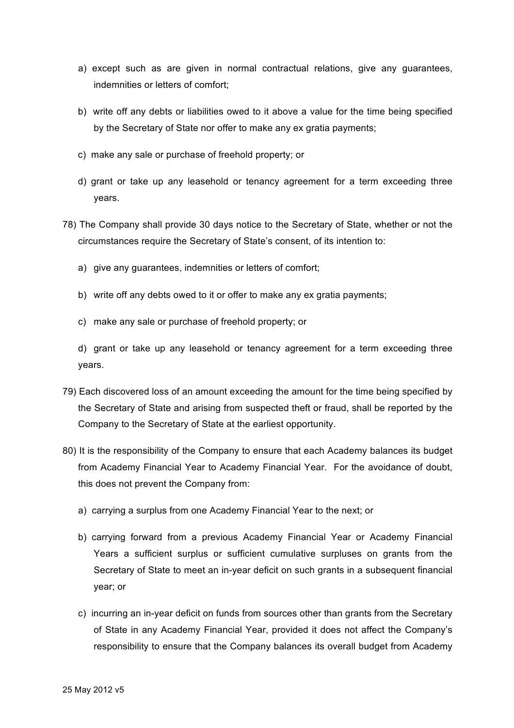a) except such as are given in normal contractual relations, give any guarantees, indemnities or letters of comfort;

b) write off any debts or liabilities owed to it above a value for the time being specified by the Secretary of State nor offer to make any ex gratia payments;

c) make any sale or purchase of freehold property; or

d) grant or take up any leasehold or tenancy agreement for a term exceeding three years.

78) The Company shall provide 30 days notice to the Secretary of State, whether or not the circumstances require the Secretary of State's consent, of its intention to:

a) give any guarantees, indemnities or letters of comfort;

b) write off any debts owed to it or offer to make any ex gratia payments;

c) make any sale or purchase of freehold property; or

d) grant or take up any leasehold or tenancy agreement for a term exceeding three years.

79) Each discovered loss of an amount exceeding the amount for the time being specified by the Secretary of State and arising from suspected theft or fraud, shall be reported by the Company to the Secretary of State at the earliest opportunity.

80) It is the responsibility of the Company to ensure that each Academy balances its budget from Academy Financial Year to Academy Financial Year. For the avoidance of doubt, this does not prevent the Company from:

a) carrying a surplus from one Academy Financial Year to the next; or

b) carrying forward from a previous Academy Financial Year or Academy Financial Years a sufficient surplus or sufficient cumulative surpluses on grants from the Secretary of State to meet an in-year deficit on such grants in a subsequent financial year; or

c) incurring an in-year deficit on funds from sources other than grants from the Secretary of State in any Academy Financial Year, provided it does not affect the Company's responsibility to ensure that the Company balances its overall budget from Academy

25 May 2012 v5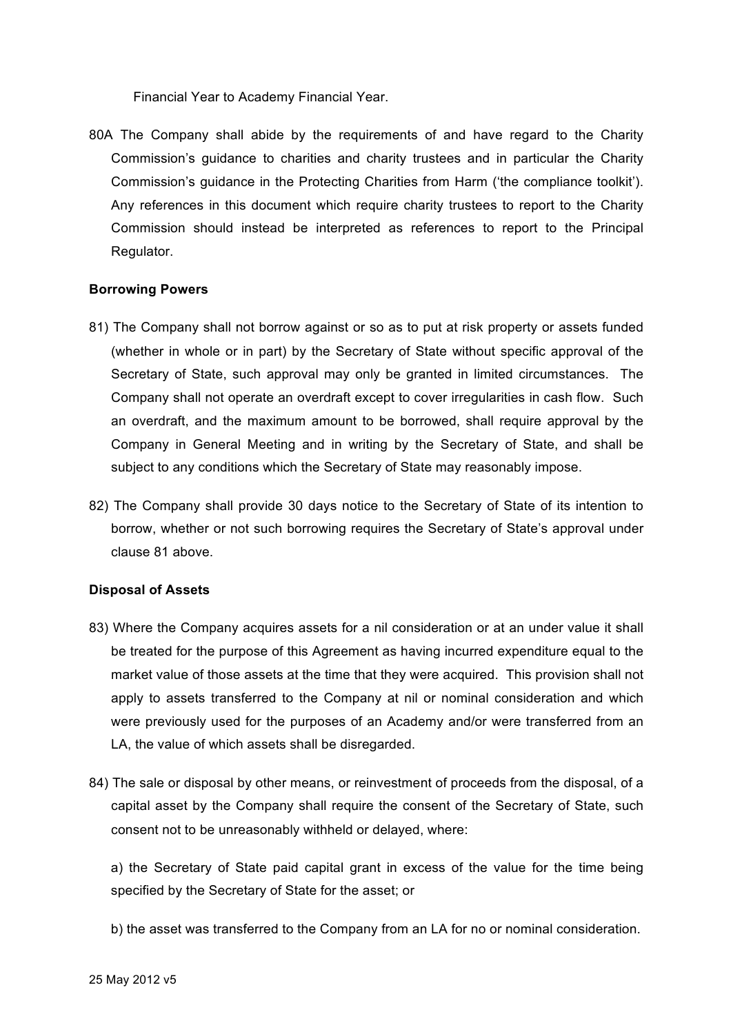Financial Year to Academy Financial Year.

80A The Company shall abide by the requirements of and have regard to the Charity Commission's guidance to charities and charity trustees and in particular the Charity Commission's guidance in the Protecting Charities from Harm ('the compliance toolkit'). Any references in this document which require charity trustees to report to the Charity Commission should instead be interpreted as references to report to the Principal Regulator.

**Borrowing Powers**

81) The Company shall not borrow against or so as to put at risk property or assets funded (whether in whole or in part) by the Secretary of State without specific approval of the Secretary of State, such approval may only be granted in limited circumstances. The Company shall not operate an overdraft except to cover irregularities in cash flow. Such an overdraft, and the maximum amount to be borrowed, shall require approval by the Company in General Meeting and in writing by the Secretary of State, and shall be subject to any conditions which the Secretary of State may reasonably impose.

82) The Company shall provide 30 days notice to the Secretary of State of its intention to borrow, whether or not such borrowing requires the Secretary of State's approval under clause 81 above.

**Disposal of Assets**

83) Where the Company acquires assets for a nil consideration or at an under value it shall be treated for the purpose of this Agreement as having incurred expenditure equal to the market value of those assets at the time that they were acquired. This provision shall not apply to assets transferred to the Company at nil or nominal consideration and which were previously used for the purposes of an Academy and/or were transferred from an LA, the value of which assets shall be disregarded.

84) The sale or disposal by other means, or reinvestment of proceeds from the disposal, of a capital asset by the Company shall require the consent of the Secretary of State, such consent not to be unreasonably withheld or delayed, where:

a) the Secretary of State paid capital grant in excess of the value for the time being specified by the Secretary of State for the asset; or

b) the asset was transferred to the Company from an LA for no or nominal consideration.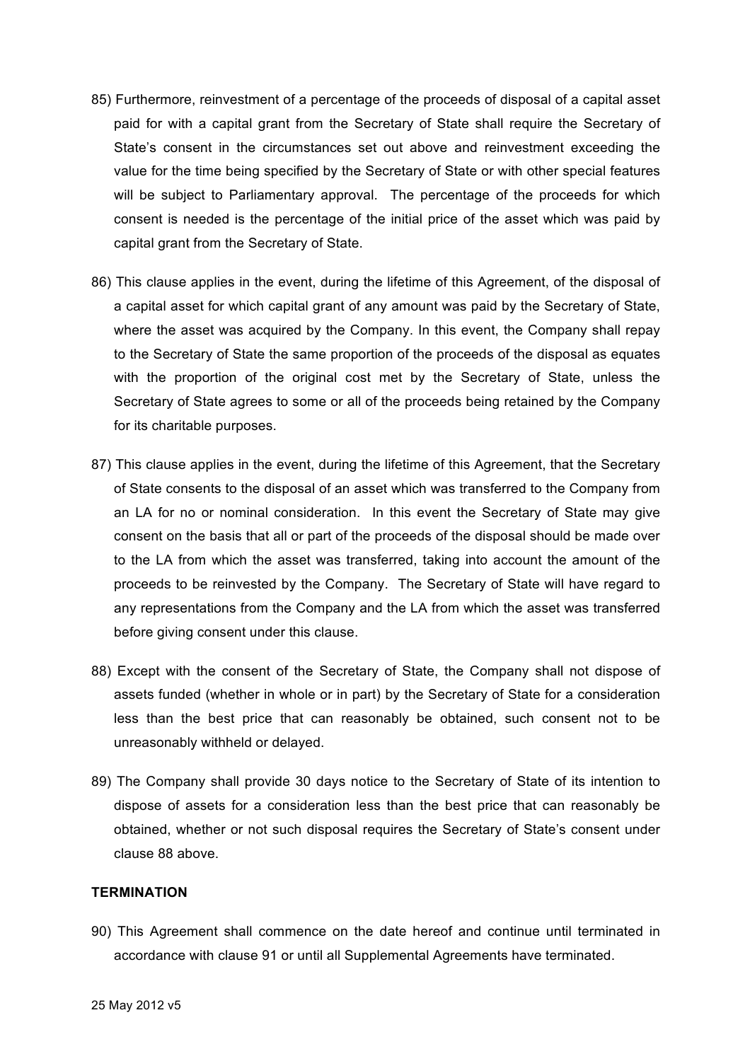85) Furthermore, reinvestment of a percentage of the proceeds of disposal of a capital asset paid for with a capital grant from the Secretary of State shall require the Secretary of State's consent in the circumstances set out above and reinvestment exceeding the value for the time being specified by the Secretary of State or with other special features will be subject to Parliamentary approval. The percentage of the proceeds for which consent is needed is the percentage of the initial price of the asset which was paid by capital grant from the Secretary of State.

86) This clause applies in the event, during the lifetime of this Agreement, of the disposal of a capital asset for which capital grant of any amount was paid by the Secretary of State, where the asset was acquired by the Company. In this event, the Company shall repay to the Secretary of State the same proportion of the proceeds of the disposal as equates with the proportion of the original cost met by the Secretary of State, unless the Secretary of State agrees to some or all of the proceeds being retained by the Company for its charitable purposes.

87) This clause applies in the event, during the lifetime of this Agreement, that the Secretary of State consents to the disposal of an asset which was transferred to the Company from an LA for no or nominal consideration. In this event the Secretary of State may give consent on the basis that all or part of the proceeds of the disposal should be made over to the LA from which the asset was transferred, taking into account the amount of the proceeds to be reinvested by the Company. The Secretary of State will have regard to any representations from the Company and the LA from which the asset was transferred before giving consent under this clause.

88) Except with the consent of the Secretary of State, the Company shall not dispose of assets funded (whether in whole or in part) by the Secretary of State for a consideration less than the best price that can reasonably be obtained, such consent not to be unreasonably withheld or delayed.

89) The Company shall provide 30 days notice to the Secretary of State of its intention to dispose of assets for a consideration less than the best price that can reasonably be obtained, whether or not such disposal requires the Secretary of State's consent under clause 88 above.

**TERMINATION**

90) This Agreement shall commence on the date hereof and continue until terminated in accordance with clause 91 or until all Supplemental Agreements have terminated.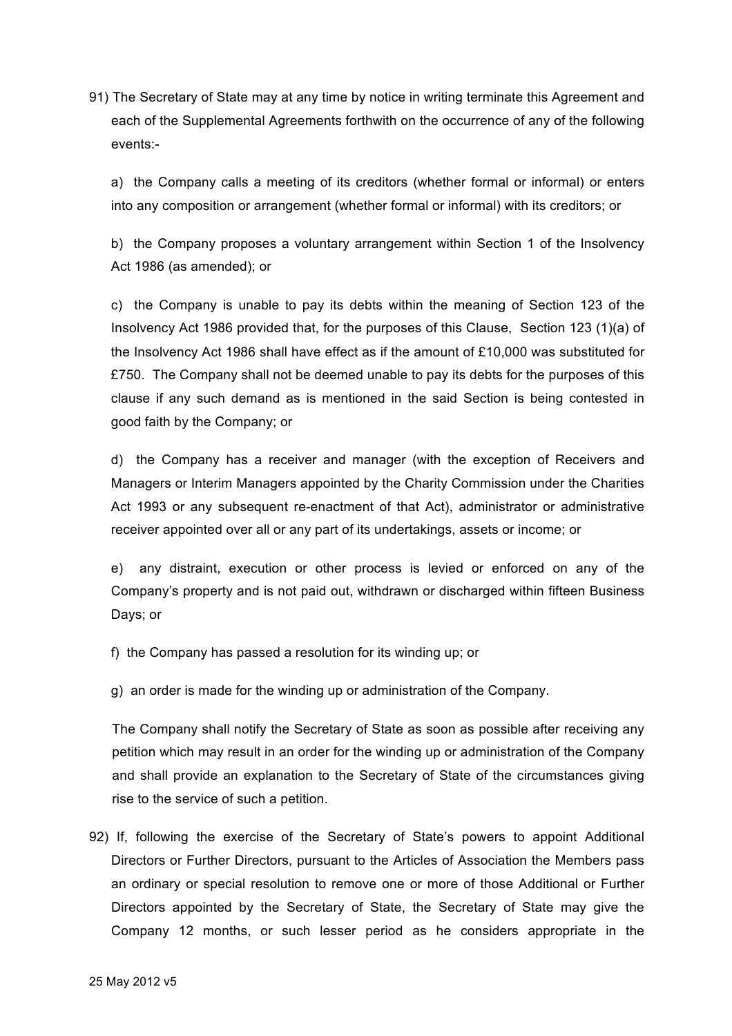91) The Secretary of State may at any time by notice in writing terminate this Agreement and each of the Supplemental Agreements forthwith on the occurrence of any of the following events:-

a) the Company calls a meeting of its creditors (whether formal or informal) or enters into any composition or arrangement (whether formal or informal) with its creditors; or

b) the Company proposes a voluntary arrangement within Section 1 of the Insolvency Act 1986 (as amended); or

c) the Company is unable to pay its debts within the meaning of Section 123 of the Insolvency Act 1986 provided that, for the purposes of this Clause, Section 123 (1)(a) of the Insolvency Act 1986 shall have effect as if the amount of £10,000 was substituted for £750. The Company shall not be deemed unable to pay its debts for the purposes of this clause if any such demand as is mentioned in the said Section is being contested in good faith by the Company; or

d) the Company has a receiver and manager (with the exception of Receivers and Managers or Interim Managers appointed by the Charity Commission under the Charities Act 1993 or any subsequent re-enactment of that Act), administrator or administrative receiver appointed over all or any part of its undertakings, assets or income; or

e) any distraint, execution or other process is levied or enforced on any of the Company's property and is not paid out, withdrawn or discharged within fifteen Business Days; or

f) the Company has passed a resolution for its winding up; or

g) an order is made for the winding up or administration of the Company.

The Company shall notify the Secretary of State as soon as possible after receiving any petition which may result in an order for the winding up or administration of the Company and shall provide an explanation to the Secretary of State of the circumstances giving rise to the service of such a petition.

92) If, following the exercise of the Secretary of State's powers to appoint Additional Directors or Further Directors, pursuant to the Articles of Association the Members pass an ordinary or special resolution to remove one or more of those Additional or Further Directors appointed by the Secretary of State, the Secretary of State may give the Company 12 months, or such lesser period as he considers appropriate in the

25 May 2012 v5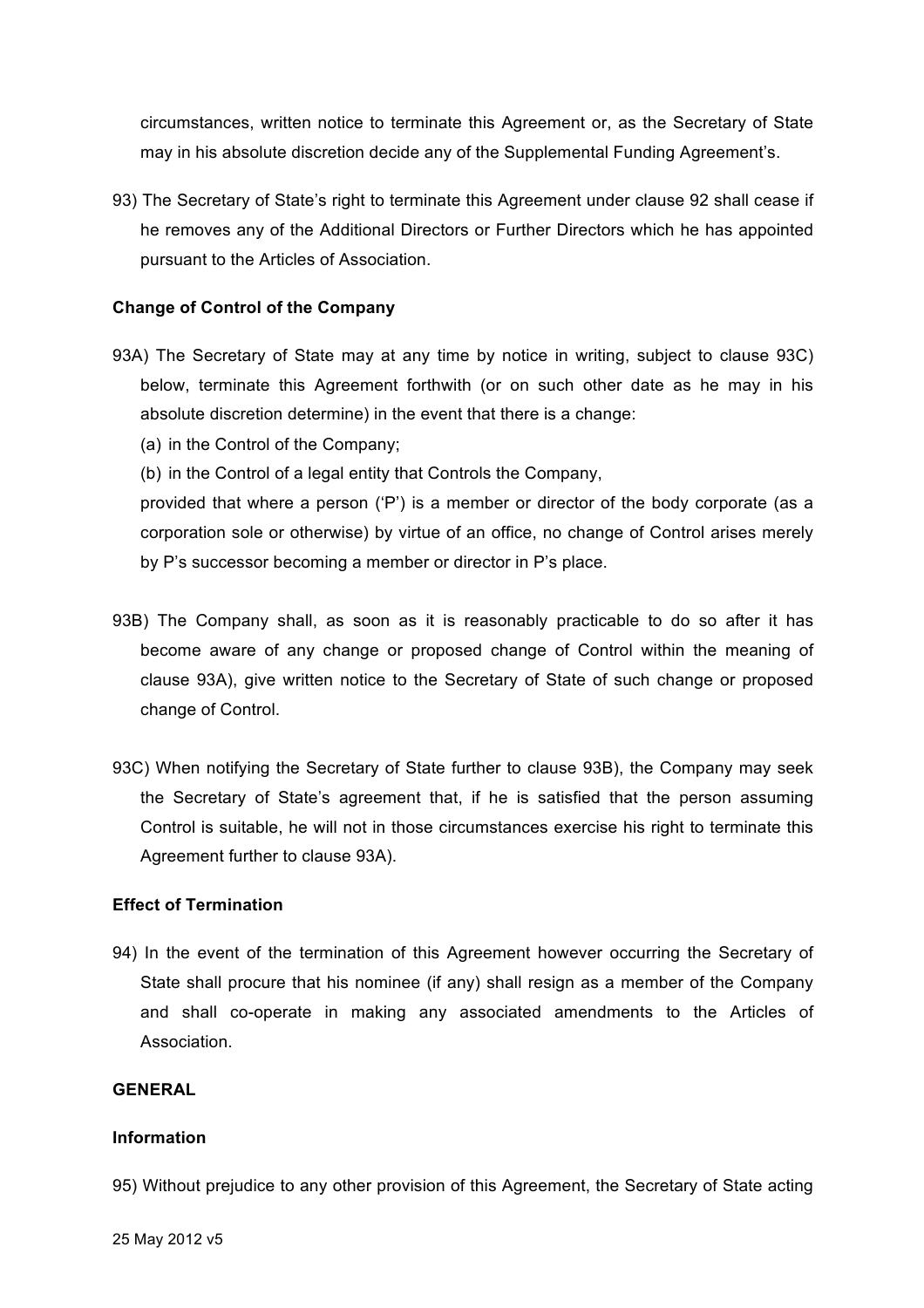circumstances, written notice to terminate this Agreement or, as the Secretary of State may in his absolute discretion decide any of the Supplemental Funding Agreement's.

93) The Secretary of State's right to terminate this Agreement under clause 92 shall cease if he removes any of the Additional Directors or Further Directors which he has appointed pursuant to the Articles of Association.

**Change of Control of the Company**

93A) The Secretary of State may at any time by notice in writing, subject to clause 93C) below, terminate this Agreement forthwith (or on such other date as he may in his absolute discretion determine) in the event that there is a change:

(a) in the Control of the Company;

(b) in the Control of a legal entity that Controls the Company,

provided that where a person ('P') is a member or director of the body corporate (as a corporation sole or otherwise) by virtue of an office, no change of Control arises merely by P's successor becoming a member or director in P's place.

93B) The Company shall, as soon as it is reasonably practicable to do so after it has become aware of any change or proposed change of Control within the meaning of clause 93A), give written notice to the Secretary of State of such change or proposed change of Control.

93C) When notifying the Secretary of State further to clause 93B), the Company may seek the Secretary of State's agreement that, if he is satisfied that the person assuming Control is suitable, he will not in those circumstances exercise his right to terminate this Agreement further to clause 93A).

**Effect of Termination**

94) In the event of the termination of this Agreement however occurring the Secretary of State shall procure that his nominee (if any) shall resign as a member of the Company and shall co-operate in making any associated amendments to the Articles of Association.

**GENERAL**

**Information**

95) Without prejudice to any other provision of this Agreement, the Secretary of State acting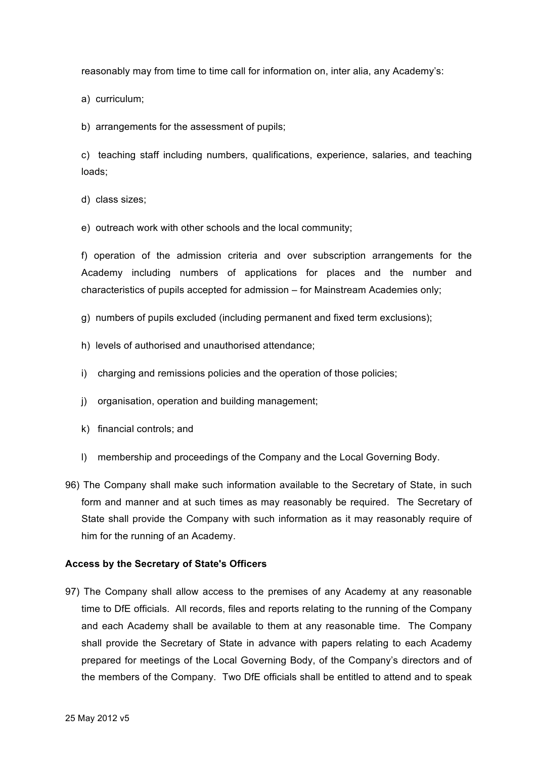reasonably may from time to time call for information on, inter alia, any Academy's:

a) curriculum;

b) arrangements for the assessment of pupils;

c) teaching staff including numbers, qualifications, experience, salaries, and teaching loads;

d) class sizes;

e) outreach work with other schools and the local community;

f) operation of the admission criteria and over subscription arrangements for the Academy including numbers of applications for places and the number and characteristics of pupils accepted for admission – for Mainstream Academies only;

g) numbers of pupils excluded (including permanent and fixed term exclusions);

h) levels of authorised and unauthorised attendance;

i) charging and remissions policies and the operation of those policies;

j) organisation, operation and building management;

k) financial controls; and

l) membership and proceedings of the Company and the Local Governing Body.

96) The Company shall make such information available to the Secretary of State, in such form and manner and at such times as may reasonably be required. The Secretary of State shall provide the Company with such information as it may reasonably require of him for the running of an Academy.

**Access by the Secretary of State's Officers**

97) The Company shall allow access to the premises of any Academy at any reasonable time to DfE officials. All records, files and reports relating to the running of the Company and each Academy shall be available to them at any reasonable time. The Company shall provide the Secretary of State in advance with papers relating to each Academy prepared for meetings of the Local Governing Body, of the Company's directors and of the members of the Company. Two DfE officials shall be entitled to attend and to speak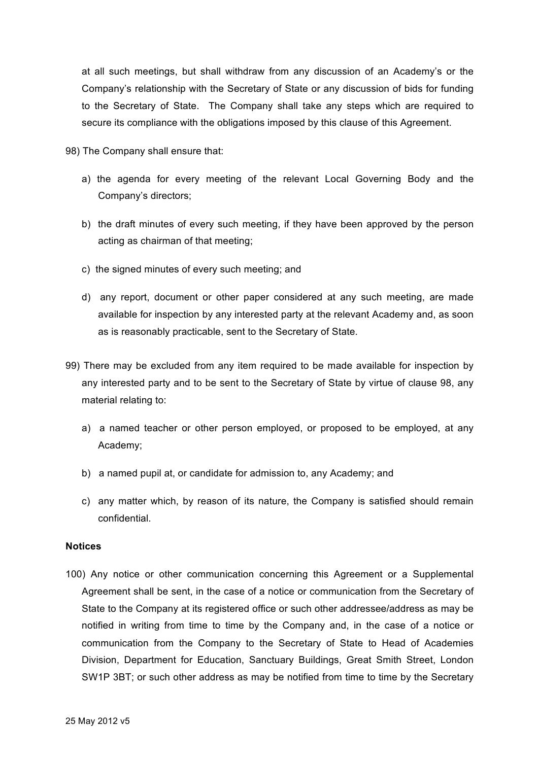at all such meetings, but shall withdraw from any discussion of an Academy's or the Company's relationship with the Secretary of State or any discussion of bids for funding to the Secretary of State. The Company shall take any steps which are required to secure its compliance with the obligations imposed by this clause of this Agreement.

98) The Company shall ensure that:

a) the agenda for every meeting of the relevant Local Governing Body and the Company's directors;

b) the draft minutes of every such meeting, if they have been approved by the person acting as chairman of that meeting;

c) the signed minutes of every such meeting; and

d) any report, document or other paper considered at any such meeting, are made available for inspection by any interested party at the relevant Academy and, as soon as is reasonably practicable, sent to the Secretary of State.

99) There may be excluded from any item required to be made available for inspection by any interested party and to be sent to the Secretary of State by virtue of clause 98, any material relating to:

a) a named teacher or other person employed, or proposed to be employed, at any Academy;

b) a named pupil at, or candidate for admission to, any Academy; and

c) any matter which, by reason of its nature, the Company is satisfied should remain confidential.

**Notices**

100) Any notice or other communication concerning this Agreement or a Supplemental Agreement shall be sent, in the case of a notice or communication from the Secretary of State to the Company at its registered office or such other addressee/address as may be notified in writing from time to time by the Company and, in the case of a notice or communication from the Company to the Secretary of State to Head of Academies Division, Department for Education, Sanctuary Buildings, Great Smith Street, London SW1P 3BT; or such other address as may be notified from time to time by the Secretary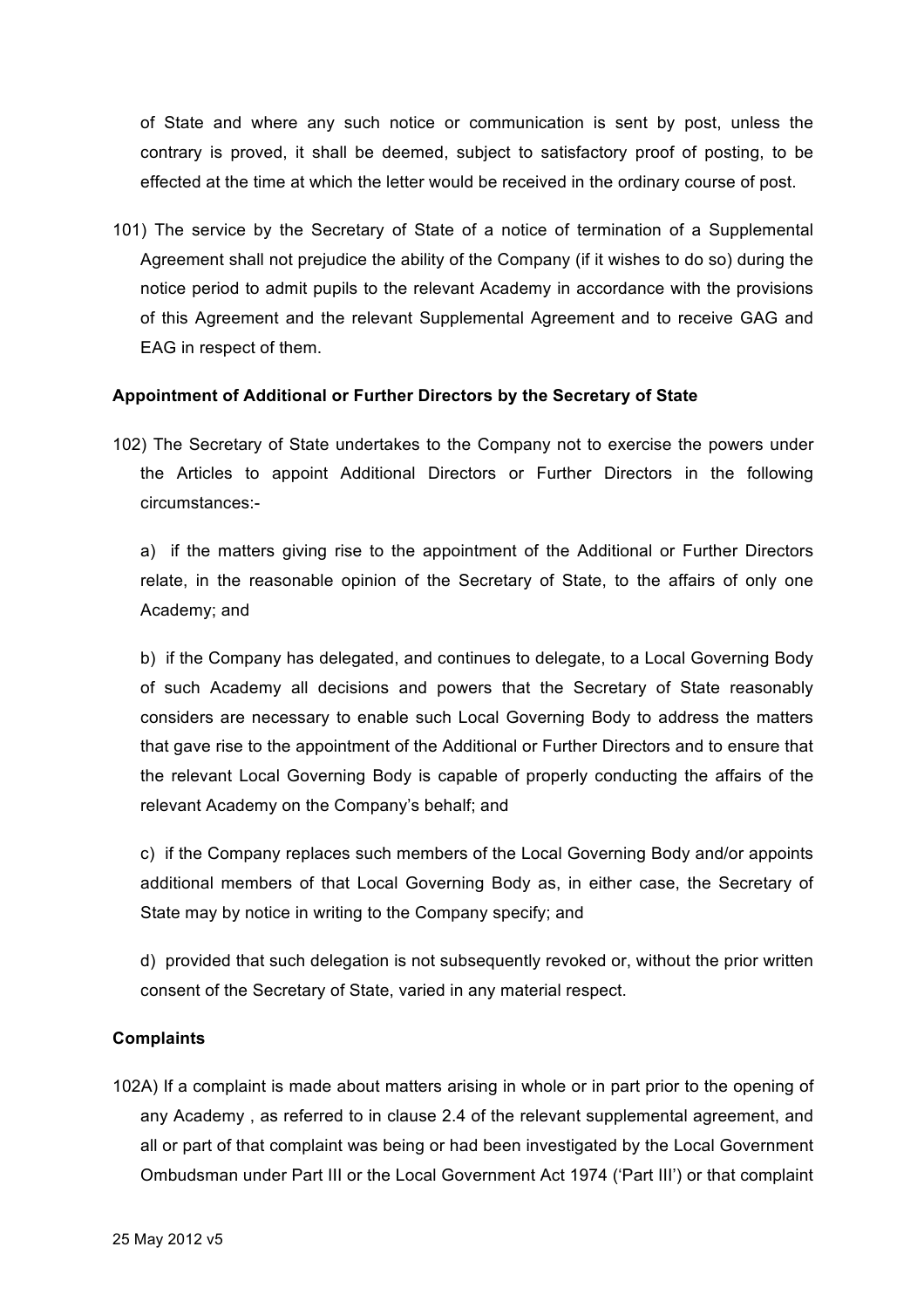of State and where any such notice or communication is sent by post, unless the contrary is proved, it shall be deemed, subject to satisfactory proof of posting, to be effected at the time at which the letter would be received in the ordinary course of post.

101) The service by the Secretary of State of a notice of termination of a Supplemental Agreement shall not prejudice the ability of the Company (if it wishes to do so) during the notice period to admit pupils to the relevant Academy in accordance with the provisions of this Agreement and the relevant Supplemental Agreement and to receive GAG and EAG in respect of them.

**Appointment of Additional or Further Directors by the Secretary of State**

102) The Secretary of State undertakes to the Company not to exercise the powers under the Articles to appoint Additional Directors or Further Directors in the following circumstances:-

a) if the matters giving rise to the appointment of the Additional or Further Directors relate, in the reasonable opinion of the Secretary of State, to the affairs of only one Academy; and

b) if the Company has delegated, and continues to delegate, to a Local Governing Body of such Academy all decisions and powers that the Secretary of State reasonably considers are necessary to enable such Local Governing Body to address the matters that gave rise to the appointment of the Additional or Further Directors and to ensure that the relevant Local Governing Body is capable of properly conducting the affairs of the relevant Academy on the Company's behalf; and

c) if the Company replaces such members of the Local Governing Body and/or appoints additional members of that Local Governing Body as, in either case, the Secretary of State may by notice in writing to the Company specify; and

d) provided that such delegation is not subsequently revoked or, without the prior written consent of the Secretary of State, varied in any material respect.

**Complaints**

102A) If a complaint is made about matters arising in whole or in part prior to the opening of any Academy , as referred to in clause 2.4 of the relevant supplemental agreement, and all or part of that complaint was being or had been investigated by the Local Government Ombudsman under Part III or the Local Government Act 1974 ('Part III') or that complaint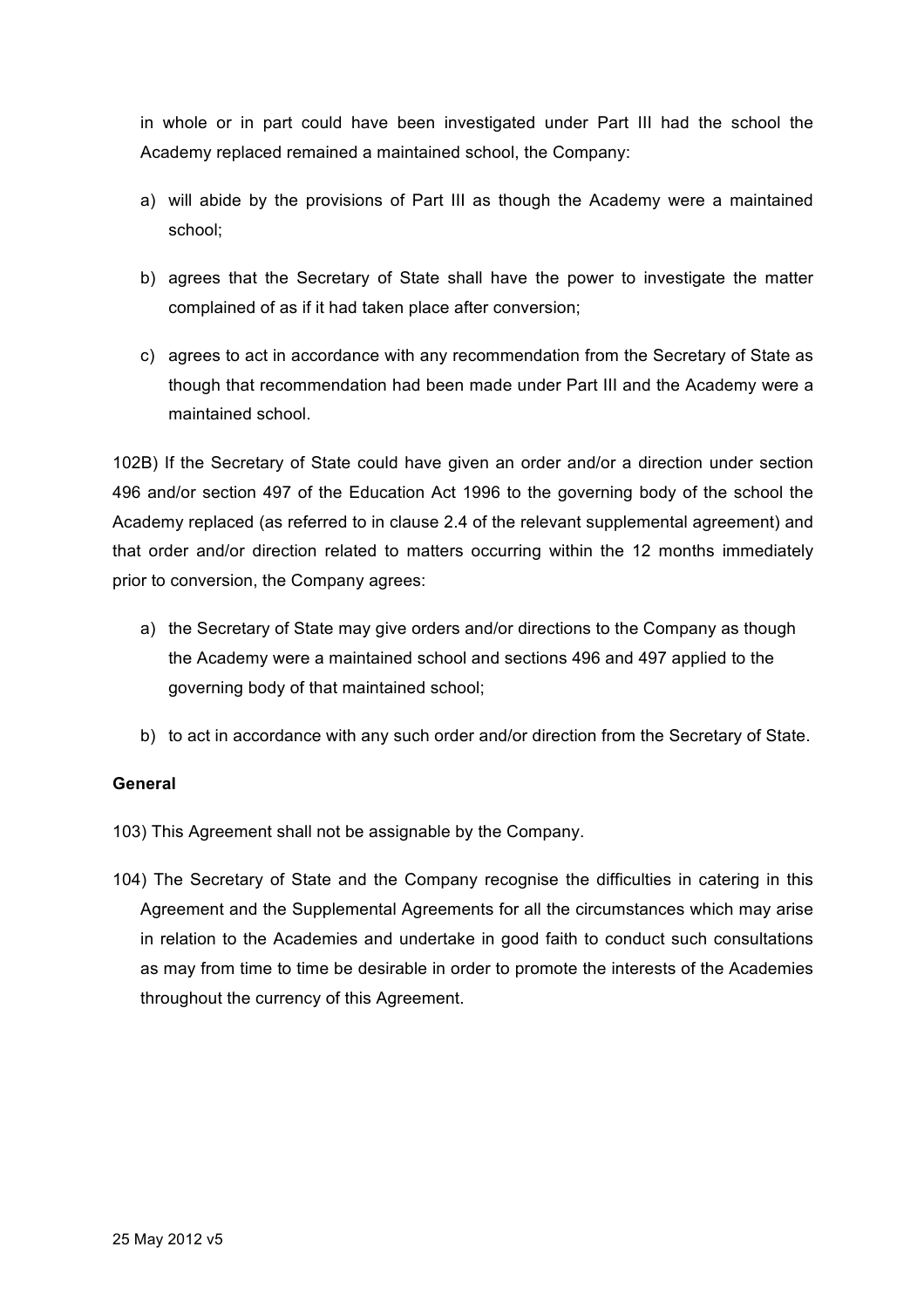in whole or in part could have been investigated under Part III had the school the Academy replaced remained a maintained school, the Company:

a) will abide by the provisions of Part III as though the Academy were a maintained school;

b) agrees that the Secretary of State shall have the power to investigate the matter complained of as if it had taken place after conversion;

c) agrees to act in accordance with any recommendation from the Secretary of State as though that recommendation had been made under Part III and the Academy were a maintained school.

102B) If the Secretary of State could have given an order and/or a direction under section 496 and/or section 497 of the Education Act 1996 to the governing body of the school the Academy replaced (as referred to in clause 2.4 of the relevant supplemental agreement) and that order and/or direction related to matters occurring within the 12 months immediately prior to conversion, the Company agrees:

a) the Secretary of State may give orders and/or directions to the Company as though the Academy were a maintained school and sections 496 and 497 applied to the governing body of that maintained school;

b) to act in accordance with any such order and/or direction from the Secretary of State.

**General**

103) This Agreement shall not be assignable by the Company.

104) The Secretary of State and the Company recognise the difficulties in catering in this Agreement and the Supplemental Agreements for all the circumstances which may arise in relation to the Academies and undertake in good faith to conduct such consultations as may from time to time be desirable in order to promote the interests of the Academies throughout the currency of this Agreement.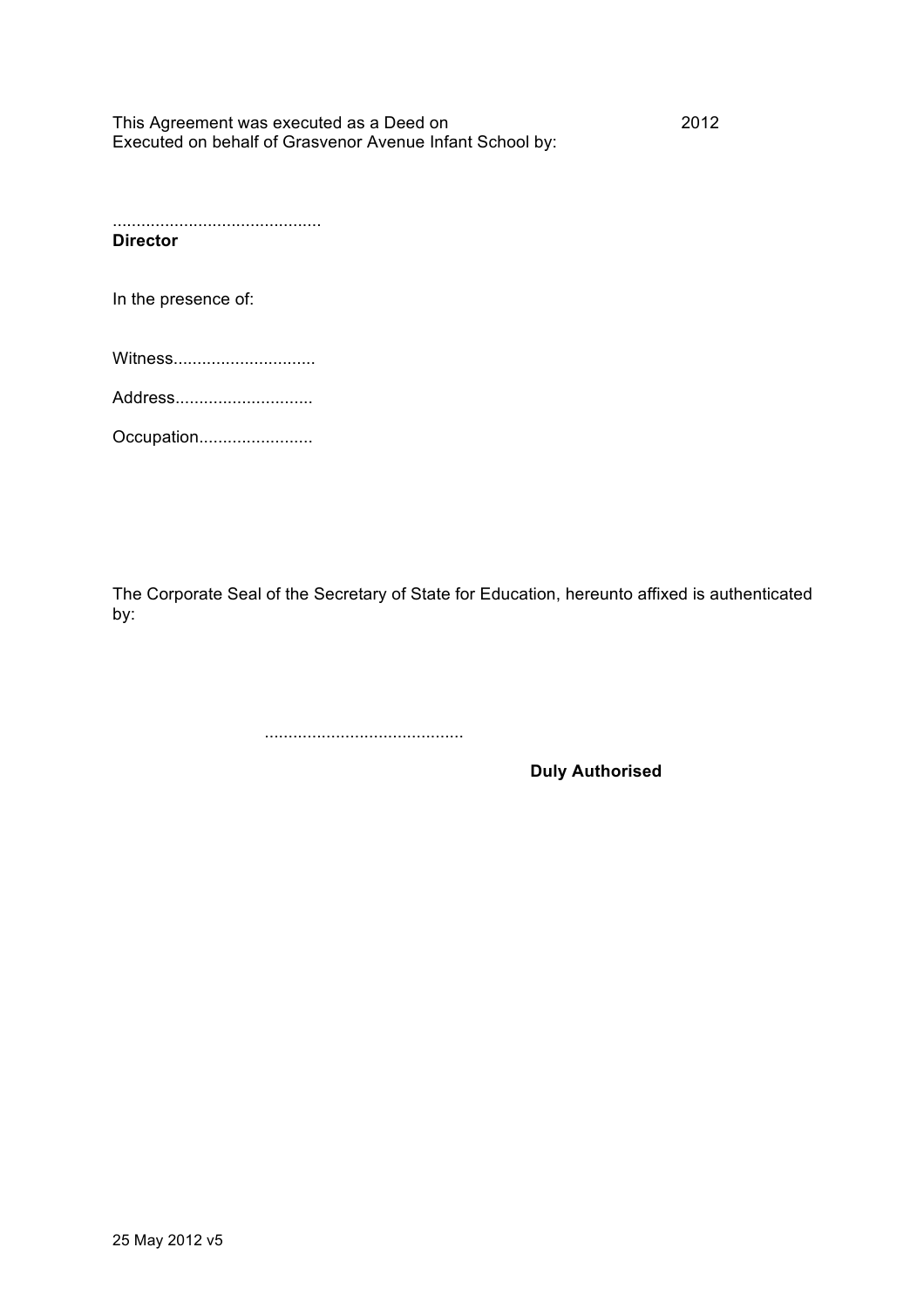This Agreement was executed as a Deed on 2012
Executed on behalf of Grasvenor Avenue Infant School by:

...........................................
**Director**

In the presence of:

Witness.............................

Address............................

Occupation.......................

The Corporate Seal of the Secretary of State for Education, hereunto affixed is authenticated by:

..........................................

**Duly Authorised**

25 May 2012 v5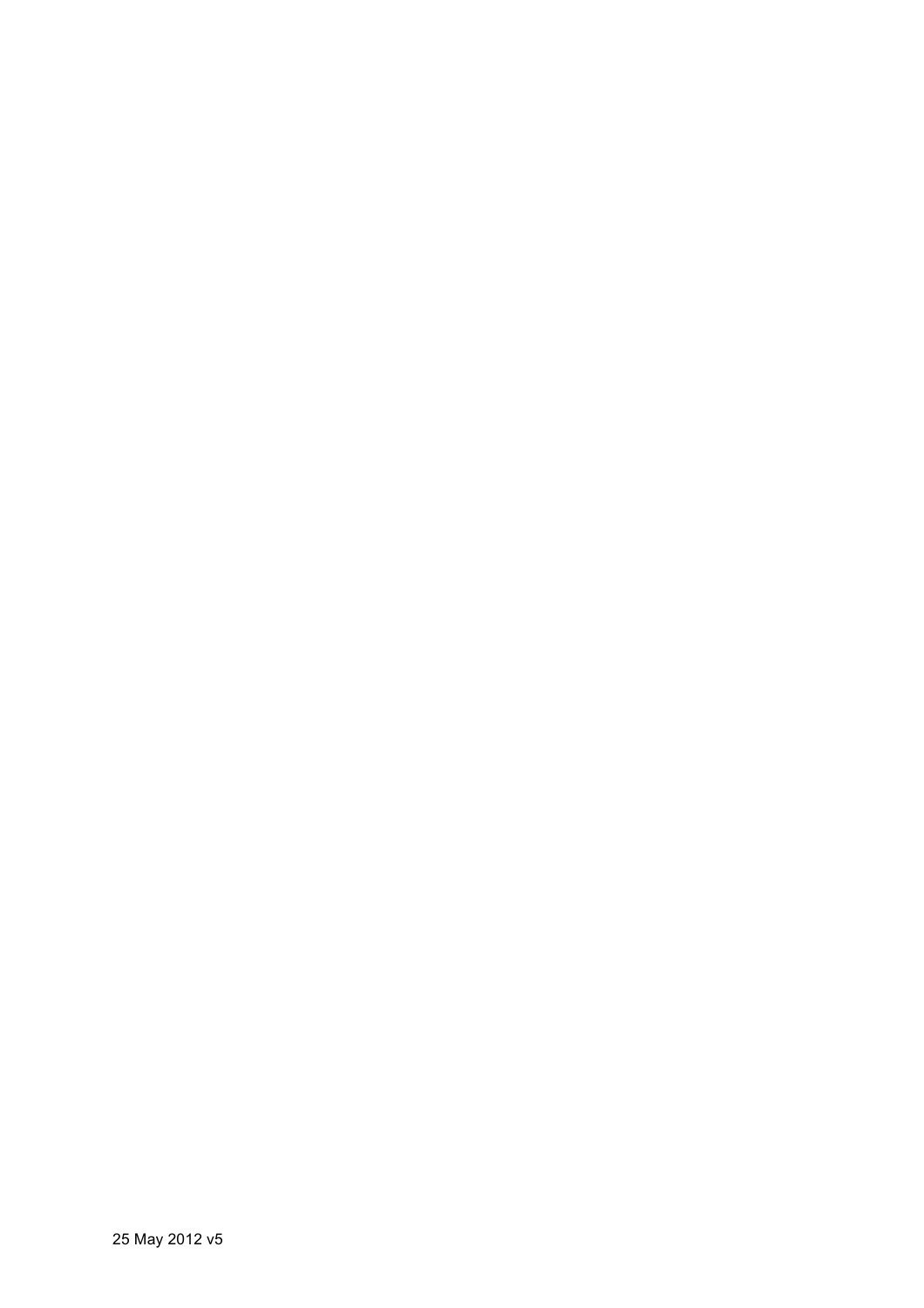25 May 2012 v5